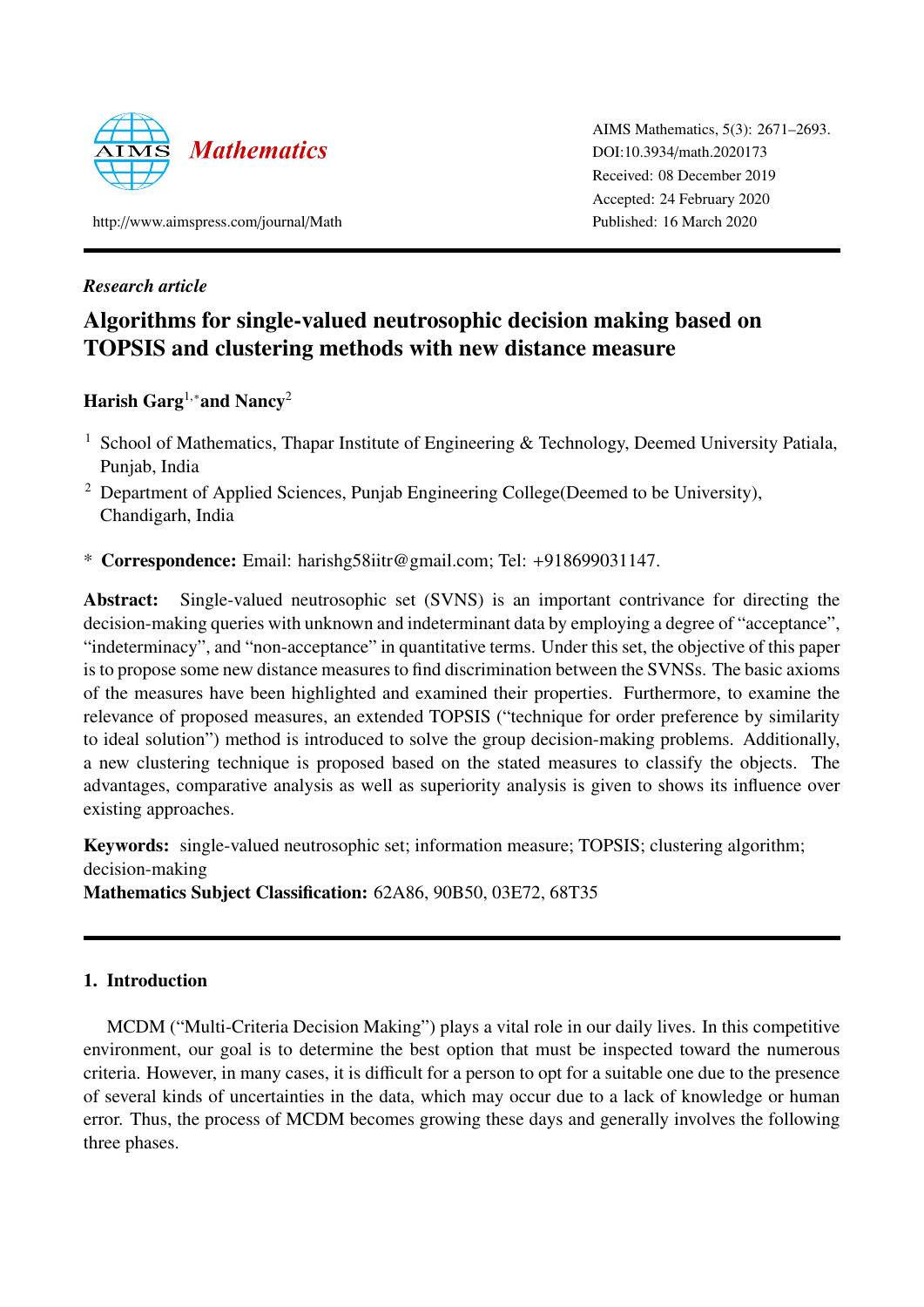AIMS Mathematics, 5(3): 2671–2693.
DOI:10.3934/math.2020173
Received: 08 December 2019
Accepted: 24 February 2020
Published: 16 March 2020

http://www.aimspress.com/journal/Math

*Research article*

# Algorithms for single-valued neutrosophic decision making based on TOPSIS and clustering methods with new distance measure

**Harish Garg**[1,*] **and Nancy**[2]

[1] School of Mathematics, Thapar Institute of Engineering & Technology, Deemed University Patiala, Punjab, India

[2] Department of Applied Sciences, Punjab Engineering College(Deemed to be University), Chandigarh, India

\* **Correspondence:** Email: harishg58iitr@gmail.com; Tel: +918699031147.

**Abstract:** Single-valued neutrosophic set (SVNS) is an important contrivance for directing the decision-making queries with unknown and indeterminant data by employing a degree of "acceptance", "indeterminacy", and "non-acceptance" in quantitative terms. Under this set, the objective of this paper is to propose some new distance measures to find discrimination between the SVNSs. The basic axioms of the measures have been highlighted and examined their properties. Furthermore, to examine the relevance of proposed measures, an extended TOPSIS ("technique for order preference by similarity to ideal solution") method is introduced to solve the group decision-making problems. Additionally, a new clustering technique is proposed based on the stated measures to classify the objects. The advantages, comparative analysis as well as superiority analysis is given to shows its influence over existing approaches.

**Keywords:** single-valued neutrosophic set; information measure; TOPSIS; clustering algorithm; decision-making
**Mathematics Subject Classification:** 62A86, 90B50, 03E72, 68T35

## 1. Introduction

MCDM ("Multi-Criteria Decision Making") plays a vital role in our daily lives. In this competitive environment, our goal is to determine the best option that must be inspected toward the numerous criteria. However, in many cases, it is difficult for a person to opt for a suitable one due to the presence of several kinds of uncertainties in the data, which may occur due to a lack of knowledge or human error. Thus, the process of MCDM becomes growing these days and generally involves the following three phases.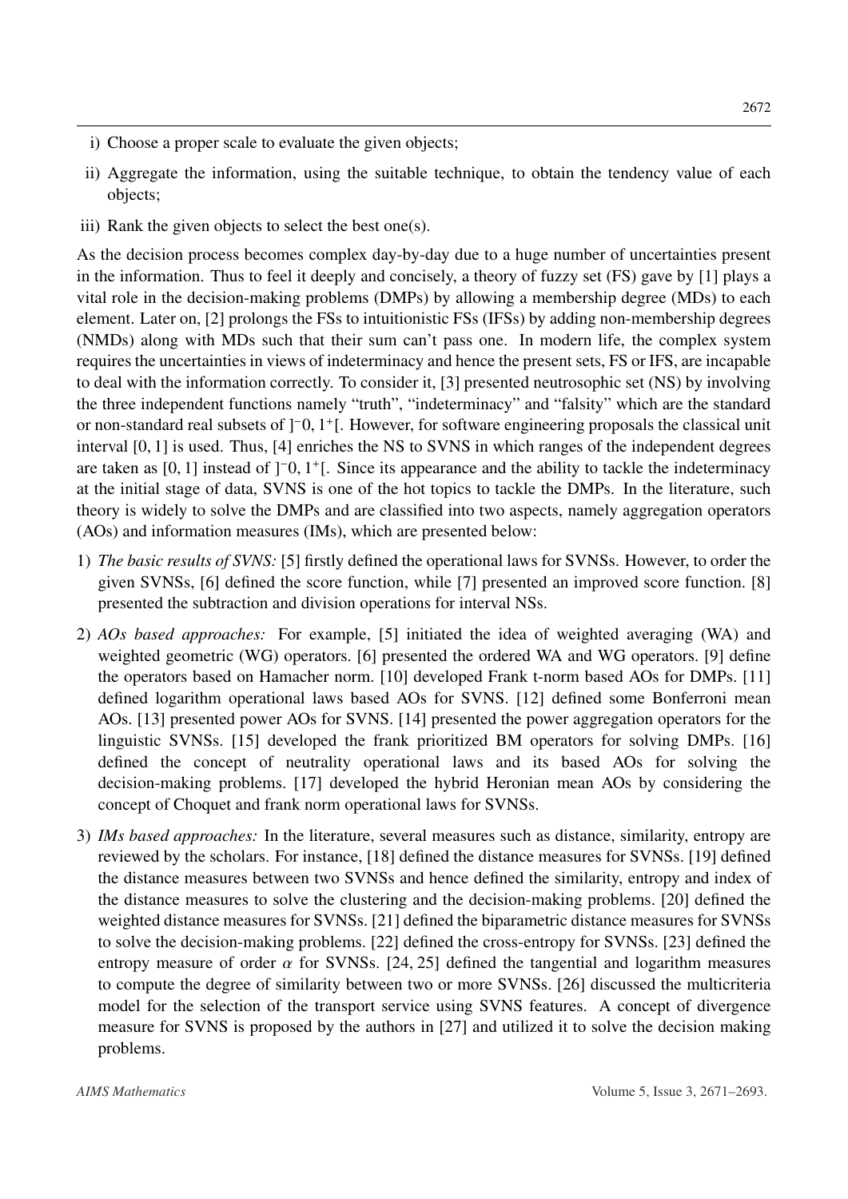i) Choose a proper scale to evaluate the given objects;

ii) Aggregate the information, using the suitable technique, to obtain the tendency value of each objects;

iii) Rank the given objects to select the best one(s).

As the decision process becomes complex day-by-day due to a huge number of uncertainties present in the information. Thus to feel it deeply and concisely, a theory of fuzzy set (FS) gave by [1] plays a vital role in the decision-making problems (DMPs) by allowing a membership degree (MDs) to each element. Later on, [2] prolongs the FSs to intuitionistic FSs (IFSs) by adding non-membership degrees (NMDs) along with MDs such that their sum can't pass one. In modern life, the complex system requires the uncertainties in views of indeterminacy and hence the present sets, FS or IFS, are incapable to deal with the information correctly. To consider it, [3] presented neutrosophic set (NS) by involving the three independent functions namely "truth", "indeterminacy" and "falsity" which are the standard or non-standard real subsets of $]^{-}0, 1^{+}[$. However, for software engineering proposals the classical unit interval $[0, 1]$ is used. Thus, [4] enriches the NS to SVNS in which ranges of the independent degrees are taken as $[0, 1]$ instead of $]^{-}0, 1^{+}[$. Since its appearance and the ability to tackle the indeterminacy at the initial stage of data, SVNS is one of the hot topics to tackle the DMPs. In the literature, such theory is widely to solve the DMPs and are classified into two aspects, namely aggregation operators (AOs) and information measures (IMs), which are presented below:

1) *The basic results of SVNS:* [5] firstly defined the operational laws for SVNSs. However, to order the given SVNSs, [6] defined the score function, while [7] presented an improved score function. [8] presented the subtraction and division operations for interval NSs.

2) *AOs based approaches:* For example, [5] initiated the idea of weighted averaging (WA) and weighted geometric (WG) operators. [6] presented the ordered WA and WG operators. [9] define the operators based on Hamacher norm. [10] developed Frank t-norm based AOs for DMPs. [11] defined logarithm operational laws based AOs for SVNS. [12] defined some Bonferroni mean AOs. [13] presented power AOs for SVNS. [14] presented the power aggregation operators for the linguistic SVNSs. [15] developed the frank prioritized BM operators for solving DMPs. [16] defined the concept of neutrality operational laws and its based AOs for solving the decision-making problems. [17] developed the hybrid Heronian mean AOs by considering the concept of Choquet and frank norm operational laws for SVNSs.

3) *IMs based approaches:* In the literature, several measures such as distance, similarity, entropy are reviewed by the scholars. For instance, [18] defined the distance measures for SVNSs. [19] defined the distance measures between two SVNSs and hence defined the similarity, entropy and index of the distance measures to solve the clustering and the decision-making problems. [20] defined the weighted distance measures for SVNSs. [21] defined the biparametric distance measures for SVNSs to solve the decision-making problems. [22] defined the cross-entropy for SVNSs. [23] defined the entropy measure of order $\alpha$ for SVNSs. [24, 25] defined the tangential and logarithm measures to compute the degree of similarity between two or more SVNSs. [26] discussed the multicriteria model for the selection of the transport service using SVNS features. A concept of divergence measure for SVNS is proposed by the authors in [27] and utilized it to solve the decision making problems.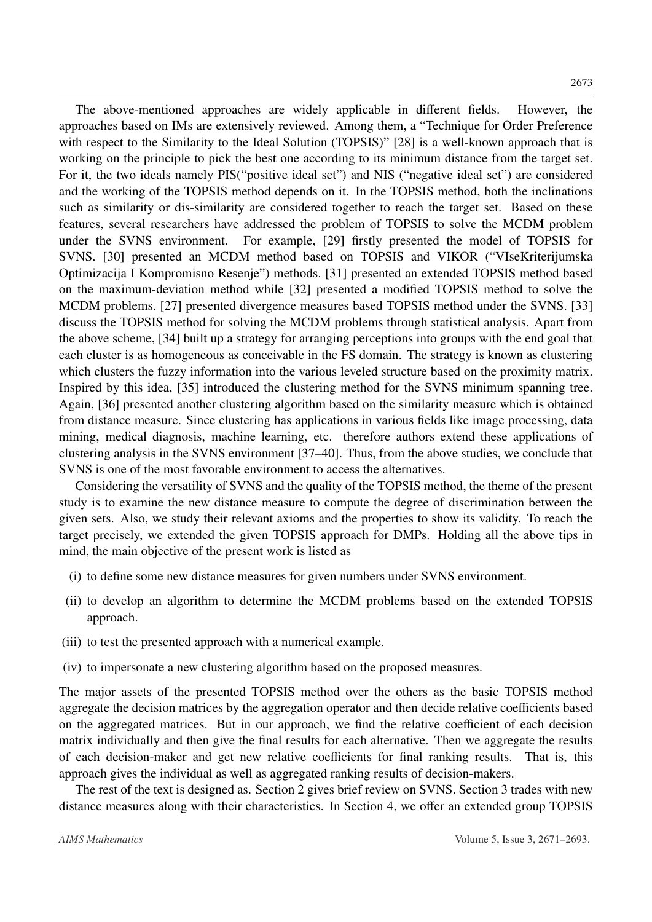The above-mentioned approaches are widely applicable in different fields. However, the approaches based on IMs are extensively reviewed. Among them, a "Technique for Order Preference with respect to the Similarity to the Ideal Solution (TOPSIS)" [28] is a well-known approach that is working on the principle to pick the best one according to its minimum distance from the target set. For it, the two ideals namely PIS("positive ideal set") and NIS ("negative ideal set") are considered and the working of the TOPSIS method depends on it. In the TOPSIS method, both the inclinations such as similarity or dis-similarity are considered together to reach the target set. Based on these features, several researchers have addressed the problem of TOPSIS to solve the MCDM problem under the SVNS environment. For example, [29] firstly presented the model of TOPSIS for SVNS. [30] presented an MCDM method based on TOPSIS and VIKOR ("VIseKriterijumska Optimizacija I Kompromisno Resenje") methods. [31] presented an extended TOPSIS method based on the maximum-deviation method while [32] presented a modified TOPSIS method to solve the MCDM problems. [27] presented divergence measures based TOPSIS method under the SVNS. [33] discuss the TOPSIS method for solving the MCDM problems through statistical analysis. Apart from the above scheme, [34] built up a strategy for arranging perceptions into groups with the end goal that each cluster is as homogeneous as conceivable in the FS domain. The strategy is known as clustering which clusters the fuzzy information into the various leveled structure based on the proximity matrix. Inspired by this idea, [35] introduced the clustering method for the SVNS minimum spanning tree. Again, [36] presented another clustering algorithm based on the similarity measure which is obtained from distance measure. Since clustering has applications in various fields like image processing, data mining, medical diagnosis, machine learning, etc. therefore authors extend these applications of clustering analysis in the SVNS environment [37–40]. Thus, from the above studies, we conclude that SVNS is one of the most favorable environment to access the alternatives.

Considering the versatility of SVNS and the quality of the TOPSIS method, the theme of the present study is to examine the new distance measure to compute the degree of discrimination between the given sets. Also, we study their relevant axioms and the properties to show its validity. To reach the target precisely, we extended the given TOPSIS approach for DMPs. Holding all the above tips in mind, the main objective of the present work is listed as

(i) to define some new distance measures for given numbers under SVNS environment.

(ii) to develop an algorithm to determine the MCDM problems based on the extended TOPSIS approach.

(iii) to test the presented approach with a numerical example.

(iv) to impersonate a new clustering algorithm based on the proposed measures.

The major assets of the presented TOPSIS method over the others as the basic TOPSIS method aggregate the decision matrices by the aggregation operator and then decide relative coefficients based on the aggregated matrices. But in our approach, we find the relative coefficient of each decision matrix individually and then give the final results for each alternative. Then we aggregate the results of each decision-maker and get new relative coefficients for final ranking results. That is, this approach gives the individual as well as aggregated ranking results of decision-makers.

The rest of the text is designed as. Section 2 gives brief review on SVNS. Section 3 trades with new distance measures along with their characteristics. In Section 4, we offer an extended group TOPSIS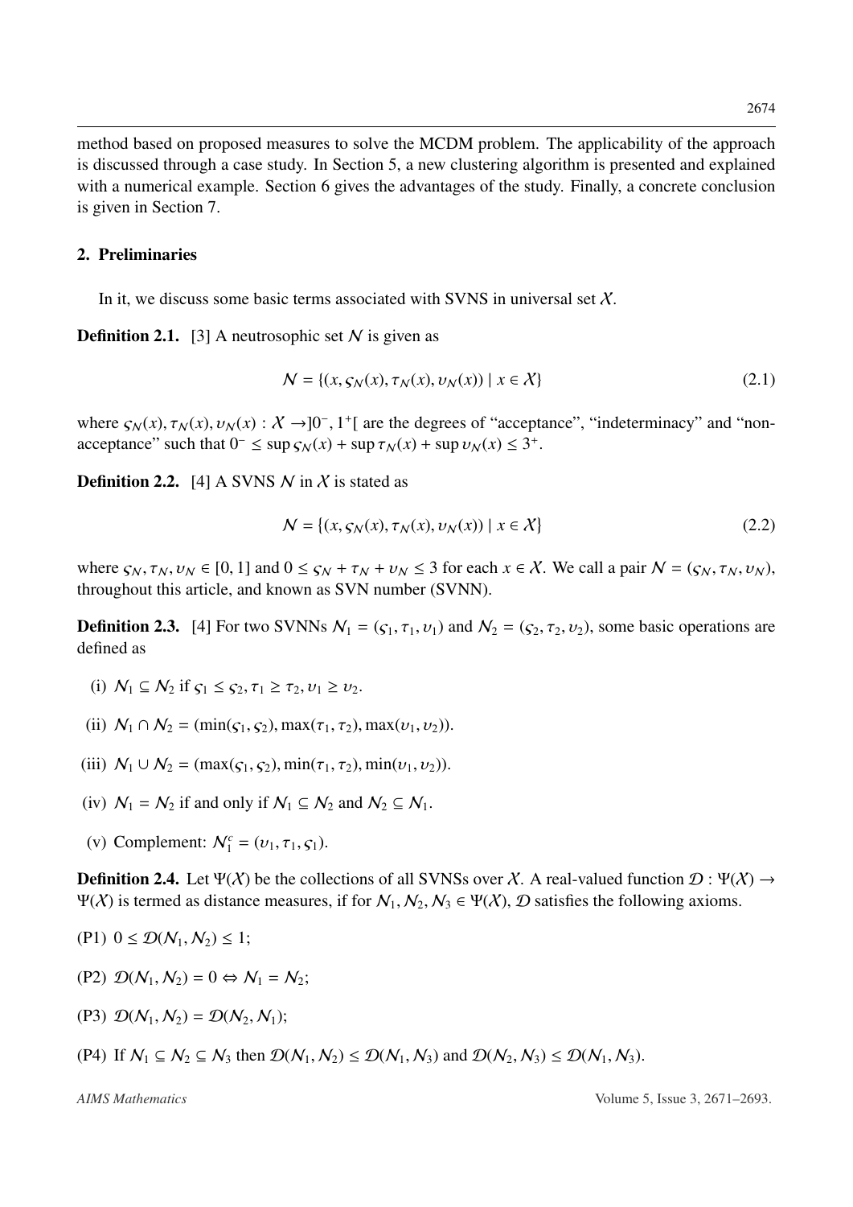method based on proposed measures to solve the MCDM problem. The applicability of the approach is discussed through a case study. In Section 5, a new clustering algorithm is presented and explained with a numerical example. Section 6 gives the advantages of the study. Finally, a concrete conclusion is given in Section 7.

## 2. Preliminaries

In it, we discuss some basic terms associated with SVNS in universal set $\mathcal{X}$.

**Definition 2.1.** [3] A neutrosophic set $\mathcal{N}$ is given as

$$\mathcal{N} = \{(x, \varsigma_{\mathcal{N}}(x), \tau_{\mathcal{N}}(x), \upsilon_{\mathcal{N}}(x)) \mid x \in \mathcal{X}\} \tag{2.1}$$

where $\varsigma_{\mathcal{N}}(x), \tau_{\mathcal{N}}(x), \upsilon_{\mathcal{N}}(x) : \mathcal{X} \to ]0^-, 1^+[$ are the degrees of "acceptance", "indeterminacy" and "non-acceptance" such that $0^- \leq \sup \varsigma_{\mathcal{N}}(x) + \sup \tau_{\mathcal{N}}(x) + \sup \upsilon_{\mathcal{N}}(x) \leq 3^+$.

**Definition 2.2.** [4] A SVNS $\mathcal{N}$ in $\mathcal{X}$ is stated as

$$\mathcal{N} = \{(x, \varsigma_{\mathcal{N}}(x), \tau_{\mathcal{N}}(x), \upsilon_{\mathcal{N}}(x)) \mid x \in \mathcal{X}\} \tag{2.2}$$

where $\varsigma_{\mathcal{N}}, \tau_{\mathcal{N}}, \upsilon_{\mathcal{N}} \in [0, 1]$ and $0 \leq \varsigma_{\mathcal{N}} + \tau_{\mathcal{N}} + \upsilon_{\mathcal{N}} \leq 3$ for each $x \in \mathcal{X}$. We call a pair $\mathcal{N} = (\varsigma_{\mathcal{N}}, \tau_{\mathcal{N}}, \upsilon_{\mathcal{N}})$, throughout this article, and known as SVN number (SVNN).

**Definition 2.3.** [4] For two SVNNs $\mathcal{N}_1 = (\varsigma_1, \tau_1, \upsilon_1)$ and $\mathcal{N}_2 = (\varsigma_2, \tau_2, \upsilon_2)$, some basic operations are defined as

(i) $\mathcal{N}_1 \subseteq \mathcal{N}_2$ if $\varsigma_1 \leq \varsigma_2, \tau_1 \geq \tau_2, \upsilon_1 \geq \upsilon_2$.

(ii) $\mathcal{N}_1 \cap \mathcal{N}_2 = (\min(\varsigma_1, \varsigma_2), \max(\tau_1, \tau_2), \max(\upsilon_1, \upsilon_2))$.

(iii) $\mathcal{N}_1 \cup \mathcal{N}_2 = (\max(\varsigma_1, \varsigma_2), \min(\tau_1, \tau_2), \min(\upsilon_1, \upsilon_2))$.

(iv) $\mathcal{N}_1 = \mathcal{N}_2$ if and only if $\mathcal{N}_1 \subseteq \mathcal{N}_2$ and $\mathcal{N}_2 \subseteq \mathcal{N}_1$.

(v) Complement: $\mathcal{N}_1^c = (\upsilon_1, \tau_1, \varsigma_1)$.

**Definition 2.4.** Let $\Psi(\mathcal{X})$ be the collections of all SVNSs over $\mathcal{X}$. A real-valued function $\mathcal{D} : \Psi(\mathcal{X}) \to \Psi(\mathcal{X})$ is termed as distance measures, if for $\mathcal{N}_1, \mathcal{N}_2, \mathcal{N}_3 \in \Psi(\mathcal{X})$, $\mathcal{D}$ satisfies the following axioms.

(P1) $0 \leq \mathcal{D}(\mathcal{N}_1, \mathcal{N}_2) \leq 1$;

(P2) $\mathcal{D}(\mathcal{N}_1, \mathcal{N}_2) = 0 \Leftrightarrow \mathcal{N}_1 = \mathcal{N}_2$;

(P3) $\mathcal{D}(\mathcal{N}_1, \mathcal{N}_2) = \mathcal{D}(\mathcal{N}_2, \mathcal{N}_1)$;

(P4) If $\mathcal{N}_1 \subseteq \mathcal{N}_2 \subseteq \mathcal{N}_3$ then $\mathcal{D}(\mathcal{N}_1, \mathcal{N}_2) \leq \mathcal{D}(\mathcal{N}_1, \mathcal{N}_3)$ and $\mathcal{D}(\mathcal{N}_2, \mathcal{N}_3) \leq \mathcal{D}(\mathcal{N}_1, \mathcal{N}_3)$.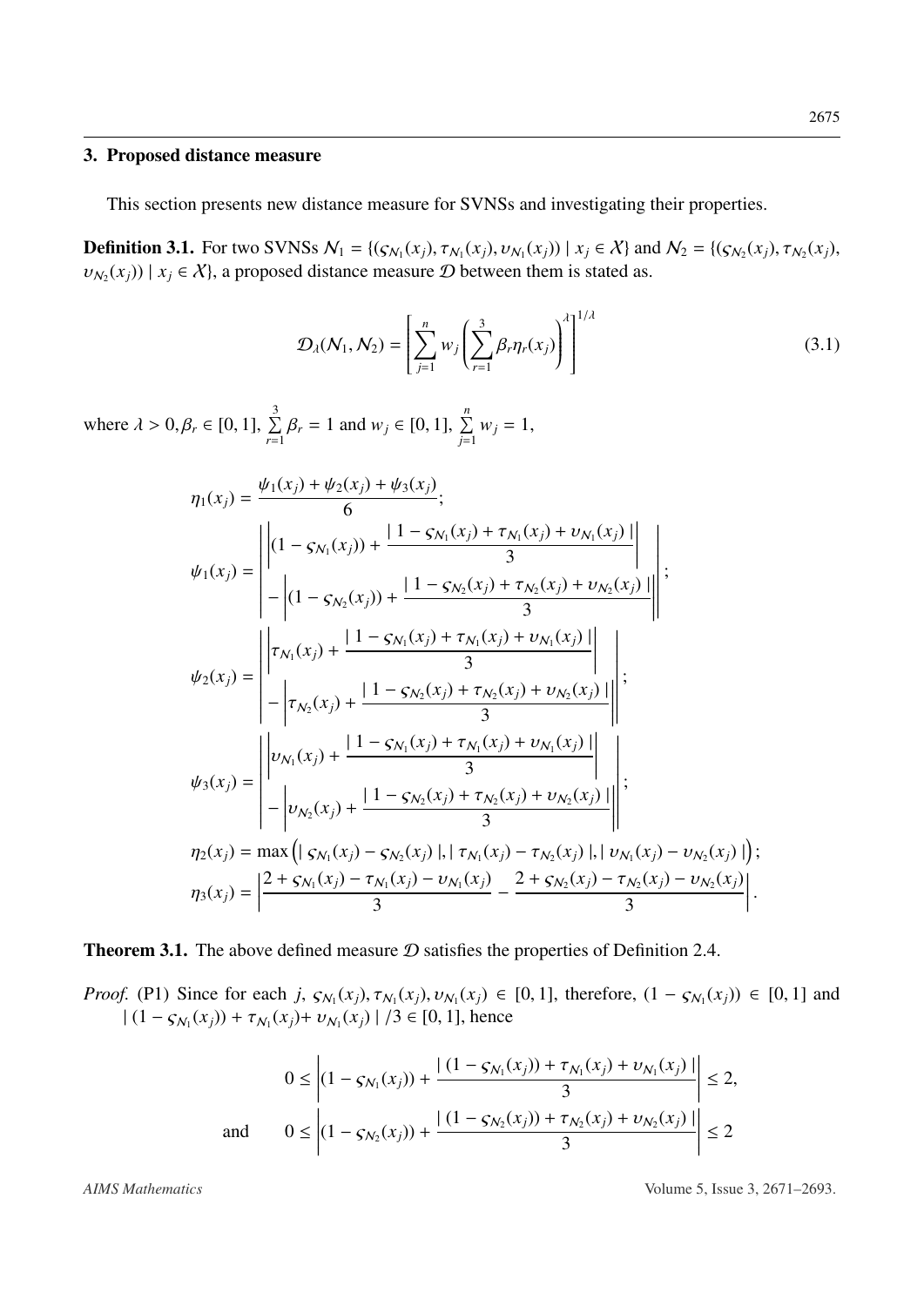## 3. Proposed distance measure

This section presents new distance measure for SVNSs and investigating their properties.

**Definition 3.1.** For two SVNSs $\mathcal{N}_1 = \{(\varsigma_{\mathcal{N}_1}(x_j), \tau_{\mathcal{N}_1}(x_j), \upsilon_{\mathcal{N}_1}(x_j)) \mid x_j \in \mathcal{X}\}$ and $\mathcal{N}_2 = \{(\varsigma_{\mathcal{N}_2}(x_j), \tau_{\mathcal{N}_2}(x_j), \upsilon_{\mathcal{N}_2}(x_j)) \mid x_j \in \mathcal{X}\}$, a proposed distance measure $\mathcal{D}$ between them is stated as.

$$\mathcal{D}_\lambda(\mathcal{N}_1, \mathcal{N}_2) = \left[\sum_{j=1}^{n} w_j \left(\sum_{r=1}^{3} \beta_r \eta_r(x_j)\right)^{\lambda}\right]^{1/\lambda} \tag{3.1}$$

where $\lambda > 0, \beta_r \in [0, 1]$, $\sum_{r=1}^{3} \beta_r = 1$ and $w_j \in [0, 1]$, $\sum_{j=1}^{n} w_j = 1$,

$$\eta_1(x_j) = \frac{\psi_1(x_j) + \psi_2(x_j) + \psi_3(x_j)}{6};$$

$$\psi_1(x_j) = \left| \begin{array}{l} \left|(1 - \varsigma_{\mathcal{N}_1}(x_j)) + \dfrac{|\, 1 - \varsigma_{\mathcal{N}_1}(x_j) + \tau_{\mathcal{N}_1}(x_j) + \upsilon_{\mathcal{N}_1}(x_j)\,|}{3}\right| \\ - \left|(1 - \varsigma_{\mathcal{N}_2}(x_j)) + \dfrac{|\, 1 - \varsigma_{\mathcal{N}_2}(x_j) + \tau_{\mathcal{N}_2}(x_j) + \upsilon_{\mathcal{N}_2}(x_j)\,|}{3}\right| \end{array} \right|;$$

$$\psi_2(x_j) = \left| \begin{array}{l} \left|\tau_{\mathcal{N}_1}(x_j) + \dfrac{|\, 1 - \varsigma_{\mathcal{N}_1}(x_j) + \tau_{\mathcal{N}_1}(x_j) + \upsilon_{\mathcal{N}_1}(x_j)\,|}{3}\right| \\ - \left|\tau_{\mathcal{N}_2}(x_j) + \dfrac{|\, 1 - \varsigma_{\mathcal{N}_2}(x_j) + \tau_{\mathcal{N}_2}(x_j) + \upsilon_{\mathcal{N}_2}(x_j)\,|}{3}\right| \end{array} \right|;$$

$$\psi_3(x_j) = \left| \begin{array}{l} \left|\upsilon_{\mathcal{N}_1}(x_j) + \dfrac{|\, 1 - \varsigma_{\mathcal{N}_1}(x_j) + \tau_{\mathcal{N}_1}(x_j) + \upsilon_{\mathcal{N}_1}(x_j)\,|}{3}\right| \\ - \left|\upsilon_{\mathcal{N}_2}(x_j) + \dfrac{|\, 1 - \varsigma_{\mathcal{N}_2}(x_j) + \tau_{\mathcal{N}_2}(x_j) + \upsilon_{\mathcal{N}_2}(x_j)\,|}{3}\right| \end{array} \right|;$$

$$\eta_2(x_j) = \max\left(|\, \varsigma_{\mathcal{N}_1}(x_j) - \varsigma_{\mathcal{N}_2}(x_j)\,|, |\, \tau_{\mathcal{N}_1}(x_j) - \tau_{\mathcal{N}_2}(x_j)\,|, |\, \upsilon_{\mathcal{N}_1}(x_j) - \upsilon_{\mathcal{N}_2}(x_j)\,|\right);$$

$$\eta_3(x_j) = \left|\frac{2 + \varsigma_{\mathcal{N}_1}(x_j) - \tau_{\mathcal{N}_1}(x_j) - \upsilon_{\mathcal{N}_1}(x_j)}{3} - \frac{2 + \varsigma_{\mathcal{N}_2}(x_j) - \tau_{\mathcal{N}_2}(x_j) - \upsilon_{\mathcal{N}_2}(x_j)}{3}\right|.$$

**Theorem 3.1.** The above defined measure $\mathcal{D}$ satisfies the properties of Definition 2.4.

*Proof.* (P1) Since for each $j$, $\varsigma_{\mathcal{N}_1}(x_j), \tau_{\mathcal{N}_1}(x_j), \upsilon_{\mathcal{N}_1}(x_j) \in [0, 1]$, therefore, $(1 - \varsigma_{\mathcal{N}_1}(x_j)) \in [0, 1]$ and $|\,(1 - \varsigma_{\mathcal{N}_1}(x_j)) + \tau_{\mathcal{N}_1}(x_j) + \upsilon_{\mathcal{N}_1}(x_j)\,| /3 \in [0, 1]$, hence

$$0 \le \left|(1 - \varsigma_{\mathcal{N}_1}(x_j)) + \frac{|\,(1 - \varsigma_{\mathcal{N}_1}(x_j)) + \tau_{\mathcal{N}_1}(x_j) + \upsilon_{\mathcal{N}_1}(x_j)\,|}{3}\right| \le 2,$$

$$\text{and} \qquad 0 \le \left|(1 - \varsigma_{\mathcal{N}_2}(x_j)) + \frac{|\,(1 - \varsigma_{\mathcal{N}_2}(x_j)) + \tau_{\mathcal{N}_2}(x_j) + \upsilon_{\mathcal{N}_2}(x_j)\,|}{3}\right| \le 2$$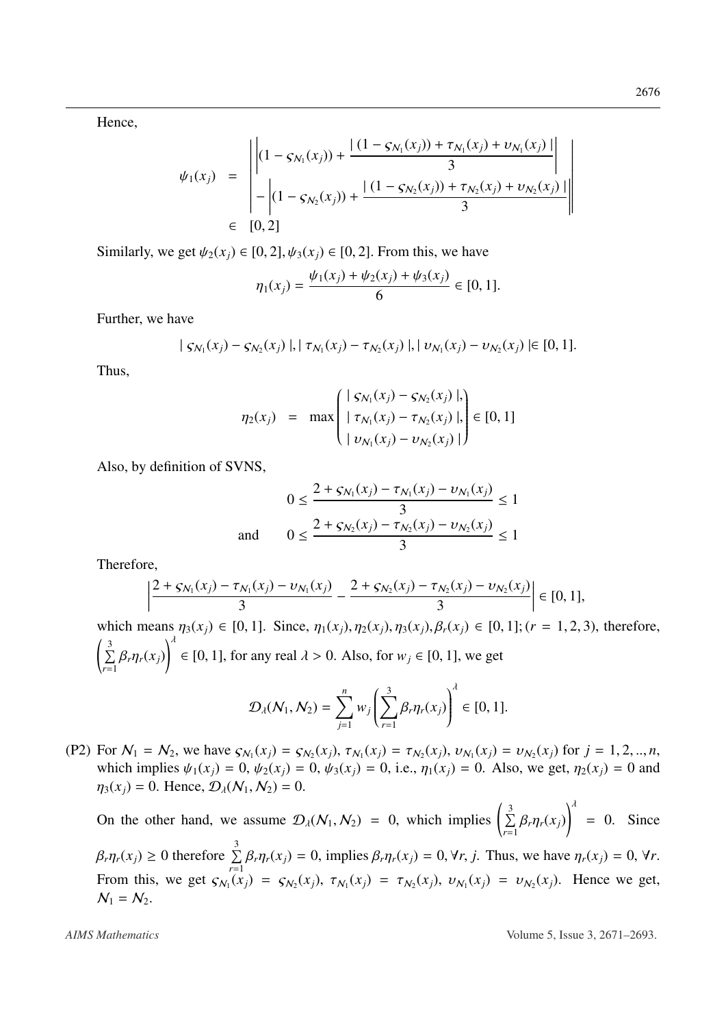Hence,

$$\psi_1(x_j) = \left| \begin{array}{l} \left| (1-\varsigma_{\mathcal{N}_1}(x_j)) + \dfrac{|\,(1-\varsigma_{\mathcal{N}_1}(x_j)) + \tau_{\mathcal{N}_1}(x_j) + \upsilon_{\mathcal{N}_1}(x_j)\,|}{3} \right| \\ - \left| (1-\varsigma_{\mathcal{N}_2}(x_j)) + \dfrac{|\,(1-\varsigma_{\mathcal{N}_2}(x_j)) + \tau_{\mathcal{N}_2}(x_j) + \upsilon_{\mathcal{N}_2}(x_j)\,|}{3} \right| \end{array} \right| \in [0,2]$$

Similarly, we get $\psi_2(x_j) \in [0,2], \psi_3(x_j) \in [0,2]$. From this, we have

$$\eta_1(x_j) = \frac{\psi_1(x_j) + \psi_2(x_j) + \psi_3(x_j)}{6} \in [0,1].$$

Further, we have

$$|\,\varsigma_{\mathcal{N}_1}(x_j) - \varsigma_{\mathcal{N}_2}(x_j)\,|, |\,\tau_{\mathcal{N}_1}(x_j) - \tau_{\mathcal{N}_2}(x_j)\,|, |\,\upsilon_{\mathcal{N}_1}(x_j) - \upsilon_{\mathcal{N}_2}(x_j)\,| \in [0,1].$$

Thus,

$$\eta_2(x_j) = \max \begin{pmatrix} |\,\varsigma_{\mathcal{N}_1}(x_j) - \varsigma_{\mathcal{N}_2}(x_j)\,|, \\ |\,\tau_{\mathcal{N}_1}(x_j) - \tau_{\mathcal{N}_2}(x_j)\,|, \\ |\,\upsilon_{\mathcal{N}_1}(x_j) - \upsilon_{\mathcal{N}_2}(x_j)\,| \end{pmatrix} \in [0,1]$$

Also, by definition of SVNS,

$$0 \le \frac{2 + \varsigma_{\mathcal{N}_1}(x_j) - \tau_{\mathcal{N}_1}(x_j) - \upsilon_{\mathcal{N}_1}(x_j)}{3} \le 1$$

$$\text{and} \qquad 0 \le \frac{2 + \varsigma_{\mathcal{N}_2}(x_j) - \tau_{\mathcal{N}_2}(x_j) - \upsilon_{\mathcal{N}_2}(x_j)}{3} \le 1$$

Therefore,

$$\left| \frac{2 + \varsigma_{\mathcal{N}_1}(x_j) - \tau_{\mathcal{N}_1}(x_j) - \upsilon_{\mathcal{N}_1}(x_j)}{3} - \frac{2 + \varsigma_{\mathcal{N}_2}(x_j) - \tau_{\mathcal{N}_2}(x_j) - \upsilon_{\mathcal{N}_2}(x_j)}{3} \right| \in [0,1],$$

which means $\eta_3(x_j) \in [0,1]$. Since, $\eta_1(x_j), \eta_2(x_j), \eta_3(x_j), \beta_r(x_j) \in [0,1]; (r = 1,2,3)$, therefore, $\left( \sum_{r=1}^{3} \beta_r \eta_r(x_j) \right)^{\lambda} \in [0,1]$, for any real $\lambda > 0$. Also, for $w_j \in [0,1]$, we get

$$\mathcal{D}_{\lambda}(\mathcal{N}_1, \mathcal{N}_2) = \sum_{j=1}^{n} w_j \left( \sum_{r=1}^{3} \beta_r \eta_r(x_j) \right)^{\lambda} \in [0,1].$$

(P2) For $\mathcal{N}_1 = \mathcal{N}_2$, we have $\varsigma_{\mathcal{N}_1}(x_j) = \varsigma_{\mathcal{N}_2}(x_j)$, $\tau_{\mathcal{N}_1}(x_j) = \tau_{\mathcal{N}_2}(x_j)$, $\upsilon_{\mathcal{N}_1}(x_j) = \upsilon_{\mathcal{N}_2}(x_j)$ for $j = 1,2,..,n$, which implies $\psi_1(x_j) = 0$, $\psi_2(x_j) = 0$, $\psi_3(x_j) = 0$, i.e., $\eta_1(x_j) = 0$. Also, we get, $\eta_2(x_j) = 0$ and $\eta_3(x_j) = 0$. Hence, $\mathcal{D}_{\lambda}(\mathcal{N}_1, \mathcal{N}_2) = 0$.

On the other hand, we assume $\mathcal{D}_{\lambda}(\mathcal{N}_1, \mathcal{N}_2) = 0$, which implies $\left( \sum_{r=1}^{3} \beta_r \eta_r(x_j) \right)^{\lambda} = 0$. Since $\beta_r \eta_r(x_j) \ge 0$ therefore $\sum_{r=1}^{3} \beta_r \eta_r(x_j) = 0$, implies $\beta_r \eta_r(x_j) = 0, \forall r, j$. Thus, we have $\eta_r(x_j) = 0$, $\forall r$. From this, we get $\varsigma_{\mathcal{N}_1}(x_j) = \varsigma_{\mathcal{N}_2}(x_j)$, $\tau_{\mathcal{N}_1}(x_j) = \tau_{\mathcal{N}_2}(x_j)$, $\upsilon_{\mathcal{N}_1}(x_j) = \upsilon_{\mathcal{N}_2}(x_j)$. Hence we get, $\mathcal{N}_1 = \mathcal{N}_2$.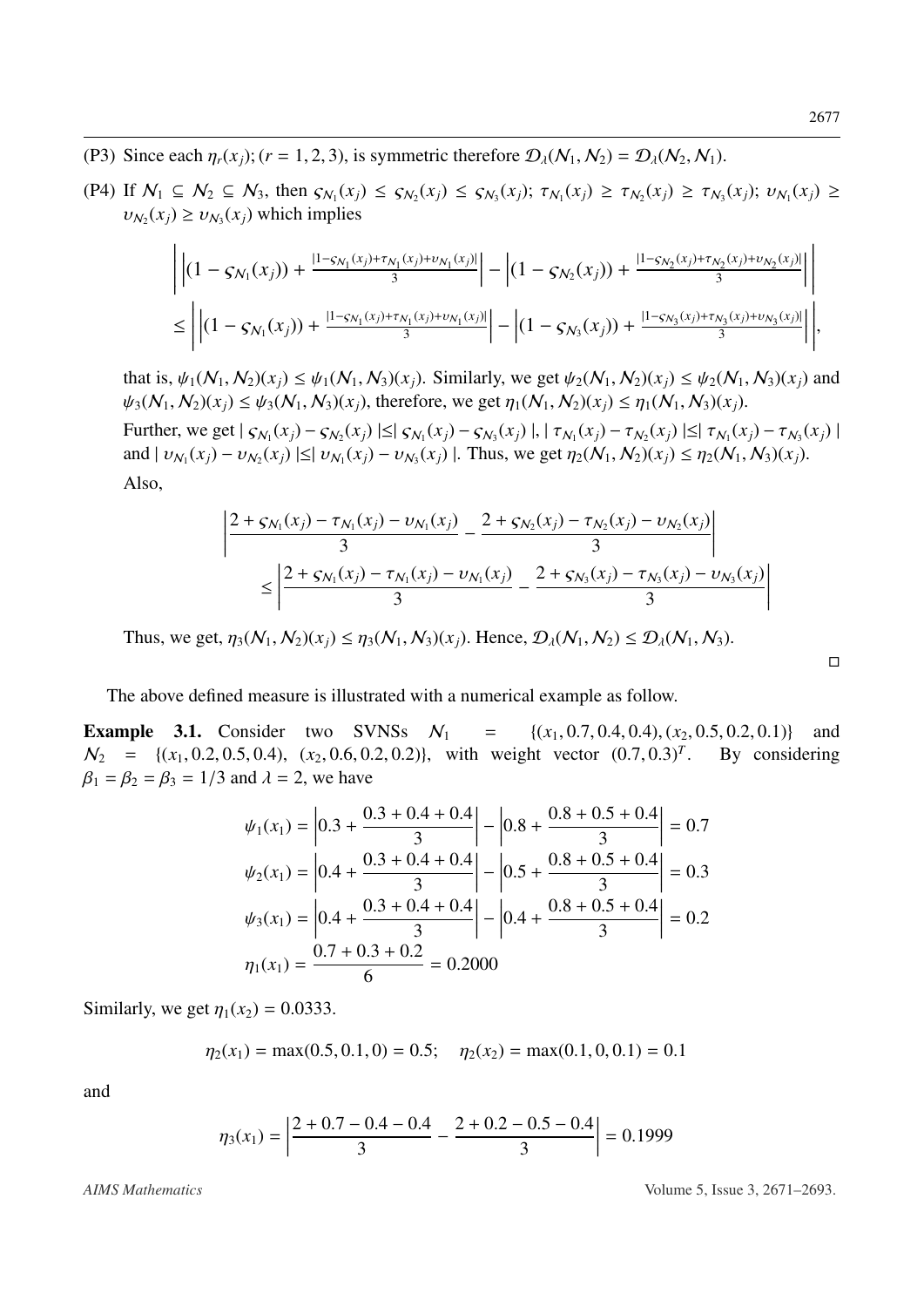(P3) Since each $\eta_r(x_j)$; $(r = 1, 2, 3)$, is symmetric therefore $\mathcal{D}_\lambda(\mathcal{N}_1, \mathcal{N}_2) = \mathcal{D}_\lambda(\mathcal{N}_2, \mathcal{N}_1)$.

(P4) If $\mathcal{N}_1 \subseteq \mathcal{N}_2 \subseteq \mathcal{N}_3$, then $\varsigma_{\mathcal{N}_1}(x_j) \leq \varsigma_{\mathcal{N}_2}(x_j) \leq \varsigma_{\mathcal{N}_3}(x_j)$; $\tau_{\mathcal{N}_1}(x_j) \geq \tau_{\mathcal{N}_2}(x_j) \geq \tau_{\mathcal{N}_3}(x_j)$; $\upsilon_{\mathcal{N}_1}(x_j) \geq \upsilon_{\mathcal{N}_2}(x_j) \geq \upsilon_{\mathcal{N}_3}(x_j)$ which implies

$$\left| \left|(1 - \varsigma_{\mathcal{N}_1}(x_j)) + \frac{|1-\varsigma_{\mathcal{N}_1}(x_j)+\tau_{\mathcal{N}_1}(x_j)+\upsilon_{\mathcal{N}_1}(x_j)|}{3}\right| - \left|(1 - \varsigma_{\mathcal{N}_2}(x_j)) + \frac{|1-\varsigma_{\mathcal{N}_2}(x_j)+\tau_{\mathcal{N}_2}(x_j)+\upsilon_{\mathcal{N}_2}(x_j)|}{3}\right| \right|$$
$$\leq \left| \left|(1 - \varsigma_{\mathcal{N}_1}(x_j)) + \frac{|1-\varsigma_{\mathcal{N}_1}(x_j)+\tau_{\mathcal{N}_1}(x_j)+\upsilon_{\mathcal{N}_1}(x_j)|}{3}\right| - \left|(1 - \varsigma_{\mathcal{N}_3}(x_j)) + \frac{|1-\varsigma_{\mathcal{N}_3}(x_j)+\tau_{\mathcal{N}_3}(x_j)+\upsilon_{\mathcal{N}_3}(x_j)|}{3}\right| \right|,$$

that is, $\psi_1(\mathcal{N}_1, \mathcal{N}_2)(x_j) \leq \psi_1(\mathcal{N}_1, \mathcal{N}_3)(x_j)$. Similarly, we get $\psi_2(\mathcal{N}_1, \mathcal{N}_2)(x_j) \leq \psi_2(\mathcal{N}_1, \mathcal{N}_3)(x_j)$ and $\psi_3(\mathcal{N}_1, \mathcal{N}_2)(x_j) \leq \psi_3(\mathcal{N}_1, \mathcal{N}_3)(x_j)$, therefore, we get $\eta_1(\mathcal{N}_1, \mathcal{N}_2)(x_j) \leq \eta_1(\mathcal{N}_1, \mathcal{N}_3)(x_j)$.

Further, we get $| \varsigma_{\mathcal{N}_1}(x_j) - \varsigma_{\mathcal{N}_2}(x_j) | \leq | \varsigma_{\mathcal{N}_1}(x_j) - \varsigma_{\mathcal{N}_3}(x_j) |$, $| \tau_{\mathcal{N}_1}(x_j) - \tau_{\mathcal{N}_2}(x_j) | \leq | \tau_{\mathcal{N}_1}(x_j) - \tau_{\mathcal{N}_3}(x_j) |$ and $| \upsilon_{\mathcal{N}_1}(x_j) - \upsilon_{\mathcal{N}_2}(x_j) | \leq | \upsilon_{\mathcal{N}_1}(x_j) - \upsilon_{\mathcal{N}_3}(x_j) |$. Thus, we get $\eta_2(\mathcal{N}_1, \mathcal{N}_2)(x_j) \leq \eta_2(\mathcal{N}_1, \mathcal{N}_3)(x_j)$.

Also,

$$\left| \frac{2 + \varsigma_{\mathcal{N}_1}(x_j) - \tau_{\mathcal{N}_1}(x_j) - \upsilon_{\mathcal{N}_1}(x_j)}{3} - \frac{2 + \varsigma_{\mathcal{N}_2}(x_j) - \tau_{\mathcal{N}_2}(x_j) - \upsilon_{\mathcal{N}_2}(x_j)}{3} \right|$$
$$\leq \left| \frac{2 + \varsigma_{\mathcal{N}_1}(x_j) - \tau_{\mathcal{N}_1}(x_j) - \upsilon_{\mathcal{N}_1}(x_j)}{3} - \frac{2 + \varsigma_{\mathcal{N}_3}(x_j) - \tau_{\mathcal{N}_3}(x_j) - \upsilon_{\mathcal{N}_3}(x_j)}{3} \right|$$

Thus, we get, $\eta_3(\mathcal{N}_1, \mathcal{N}_2)(x_j) \leq \eta_3(\mathcal{N}_1, \mathcal{N}_3)(x_j)$. Hence, $\mathcal{D}_\lambda(\mathcal{N}_1, \mathcal{N}_2) \leq \mathcal{D}_\lambda(\mathcal{N}_1, \mathcal{N}_3)$. □

The above defined measure is illustrated with a numerical example as follow.

**Example 3.1.** Consider two SVNSs $\mathcal{N}_1 = \{(x_1, 0.7, 0.4, 0.4), (x_2, 0.5, 0.2, 0.1)\}$ and $\mathcal{N}_2 = \{(x_1, 0.2, 0.5, 0.4), (x_2, 0.6, 0.2, 0.2)\}$, with weight vector $(0.7, 0.3)^T$. By considering $\beta_1 = \beta_2 = \beta_3 = 1/3$ and $\lambda = 2$, we have

$$\psi_1(x_1) = \left|0.3 + \frac{0.3 + 0.4 + 0.4}{3}\right| - \left|0.8 + \frac{0.8 + 0.5 + 0.4}{3}\right| = 0.7$$
$$\psi_2(x_1) = \left|0.4 + \frac{0.3 + 0.4 + 0.4}{3}\right| - \left|0.5 + \frac{0.8 + 0.5 + 0.4}{3}\right| = 0.3$$
$$\psi_3(x_1) = \left|0.4 + \frac{0.3 + 0.4 + 0.4}{3}\right| - \left|0.4 + \frac{0.8 + 0.5 + 0.4}{3}\right| = 0.2$$
$$\eta_1(x_1) = \frac{0.7 + 0.3 + 0.2}{6} = 0.2000$$

Similarly, we get $\eta_1(x_2) = 0.0333$.

$$\eta_2(x_1) = \max(0.5, 0.1, 0) = 0.5; \quad \eta_2(x_2) = \max(0.1, 0, 0.1) = 0.1$$

and

$$\eta_3(x_1) = \left|\frac{2 + 0.7 - 0.4 - 0.4}{3} - \frac{2 + 0.2 - 0.5 - 0.4}{3}\right| = 0.1999$$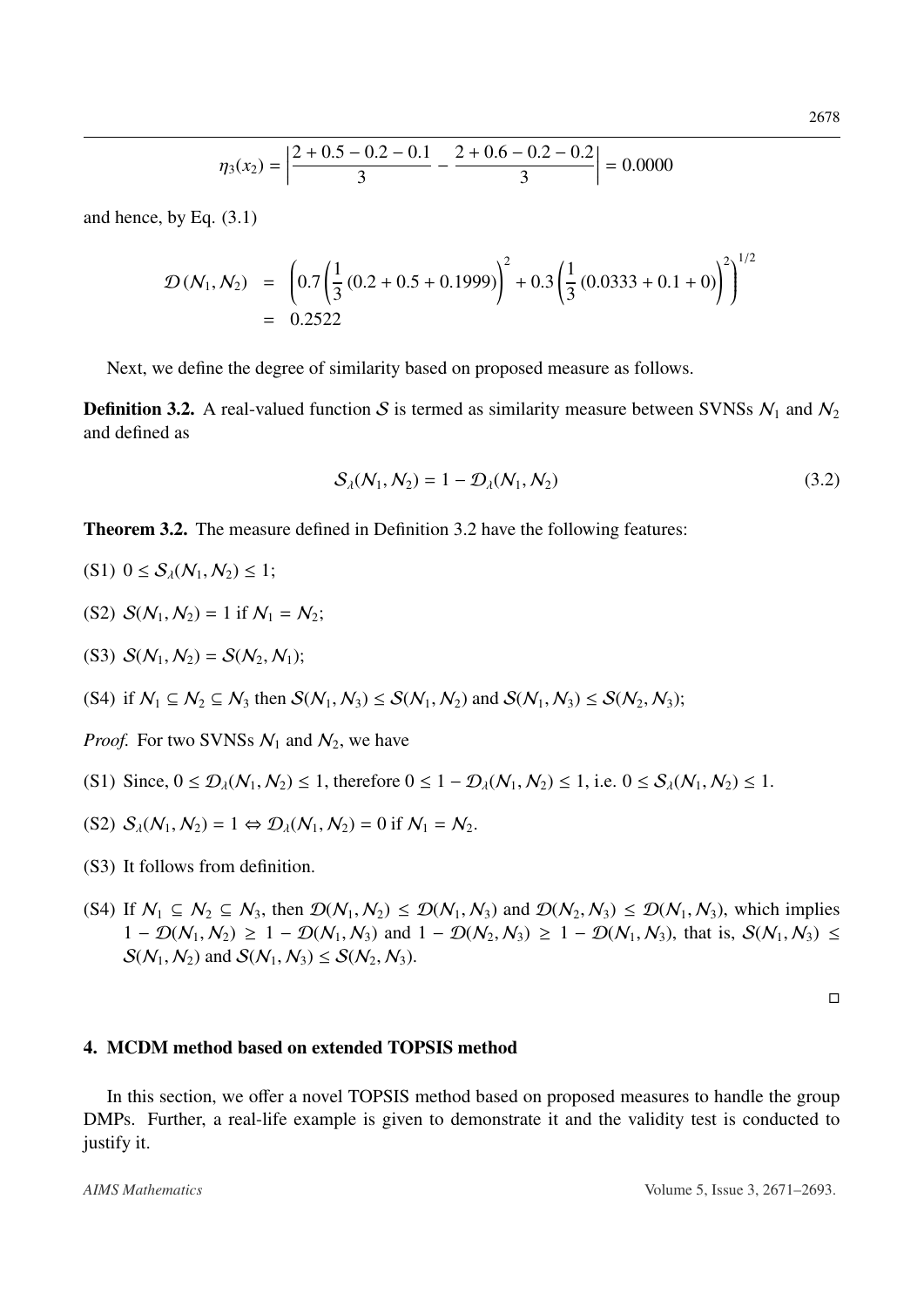$$\eta_3(x_2) = \left| \frac{2 + 0.5 - 0.2 - 0.1}{3} - \frac{2 + 0.6 - 0.2 - 0.2}{3} \right| = 0.0000$$

and hence, by Eq. (3.1)

$$\begin{aligned} \mathcal{D}(\mathcal{N}_1, \mathcal{N}_2) &= \left( 0.7 \left( \frac{1}{3} (0.2 + 0.5 + 0.1999) \right)^2 + 0.3 \left( \frac{1}{3} (0.0333 + 0.1 + 0) \right)^2 \right)^{1/2} \\ &= 0.2522 \end{aligned}$$

Next, we define the degree of similarity based on proposed measure as follows.

**Definition 3.2.** A real-valued function $\mathcal{S}$ is termed as similarity measure between SVNSs $\mathcal{N}_1$ and $\mathcal{N}_2$ and defined as

$$\mathcal{S}_\lambda(\mathcal{N}_1, \mathcal{N}_2) = 1 - \mathcal{D}_\lambda(\mathcal{N}_1, \mathcal{N}_2) \tag{3.2}$$

**Theorem 3.2.** The measure defined in Definition 3.2 have the following features:

(S1) $0 \leq \mathcal{S}_\lambda(\mathcal{N}_1, \mathcal{N}_2) \leq 1$;

(S2) $\mathcal{S}(\mathcal{N}_1, \mathcal{N}_2) = 1$ if $\mathcal{N}_1 = \mathcal{N}_2$;

(S3) $\mathcal{S}(\mathcal{N}_1, \mathcal{N}_2) = \mathcal{S}(\mathcal{N}_2, \mathcal{N}_1)$;

(S4) if $\mathcal{N}_1 \subseteq \mathcal{N}_2 \subseteq \mathcal{N}_3$ then $\mathcal{S}(\mathcal{N}_1, \mathcal{N}_3) \leq \mathcal{S}(\mathcal{N}_1, \mathcal{N}_2)$ and $\mathcal{S}(\mathcal{N}_1, \mathcal{N}_3) \leq \mathcal{S}(\mathcal{N}_2, \mathcal{N}_3)$;

*Proof.* For two SVNSs $\mathcal{N}_1$ and $\mathcal{N}_2$, we have

(S1) Since, $0 \leq \mathcal{D}_\lambda(\mathcal{N}_1, \mathcal{N}_2) \leq 1$, therefore $0 \leq 1 - \mathcal{D}_\lambda(\mathcal{N}_1, \mathcal{N}_2) \leq 1$, i.e. $0 \leq \mathcal{S}_\lambda(\mathcal{N}_1, \mathcal{N}_2) \leq 1$.

(S2) $\mathcal{S}_\lambda(\mathcal{N}_1, \mathcal{N}_2) = 1 \Leftrightarrow \mathcal{D}_\lambda(\mathcal{N}_1, \mathcal{N}_2) = 0$ if $\mathcal{N}_1 = \mathcal{N}_2$.

(S3) It follows from definition.

(S4) If $\mathcal{N}_1 \subseteq \mathcal{N}_2 \subseteq \mathcal{N}_3$, then $\mathcal{D}(\mathcal{N}_1, \mathcal{N}_2) \leq \mathcal{D}(\mathcal{N}_1, \mathcal{N}_3)$ and $\mathcal{D}(\mathcal{N}_2, \mathcal{N}_3) \leq \mathcal{D}(\mathcal{N}_1, \mathcal{N}_3)$, which implies $1 - \mathcal{D}(\mathcal{N}_1, \mathcal{N}_2) \geq 1 - \mathcal{D}(\mathcal{N}_1, \mathcal{N}_3)$ and $1 - \mathcal{D}(\mathcal{N}_2, \mathcal{N}_3) \geq 1 - \mathcal{D}(\mathcal{N}_1, \mathcal{N}_3)$, that is, $\mathcal{S}(\mathcal{N}_1, \mathcal{N}_3) \leq \mathcal{S}(\mathcal{N}_1, \mathcal{N}_2)$ and $\mathcal{S}(\mathcal{N}_1, \mathcal{N}_3) \leq \mathcal{S}(\mathcal{N}_2, \mathcal{N}_3)$.

□

## 4. MCDM method based on extended TOPSIS method

In this section, we offer a novel TOPSIS method based on proposed measures to handle the group DMPs. Further, a real-life example is given to demonstrate it and the validity test is conducted to justify it.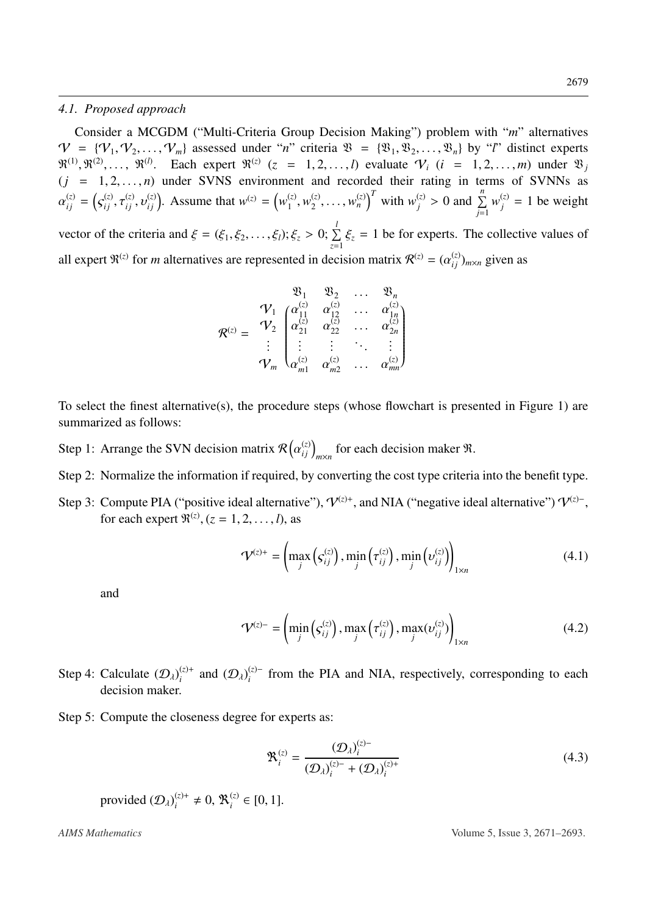### 4.1. Proposed approach

Consider a MCGDM ("Multi-Criteria Group Decision Making") problem with "$m$" alternatives $\mathcal{V} = \{\mathcal{V}_1, \mathcal{V}_2, \ldots, \mathcal{V}_m\}$ assessed under "$n$" criteria $\mathfrak{V} = \{\mathfrak{V}_1, \mathfrak{V}_2, \ldots, \mathfrak{V}_n\}$ by "$l$" distinct experts $\mathfrak{R}^{(1)}, \mathfrak{R}^{(2)}, \ldots, \mathfrak{R}^{(l)}$. Each expert $\mathfrak{R}^{(z)}$ $(z = 1, 2, \ldots, l)$ evaluate $\mathcal{V}_i$ $(i = 1, 2, \ldots, m)$ under $\mathfrak{V}_j$ $(j = 1, 2, \ldots, n)$ under SVNS environment and recorded their rating in terms of SVNNs as $\alpha_{ij}^{(z)} = \left(\varsigma_{ij}^{(z)}, \tau_{ij}^{(z)}, \upsilon_{ij}^{(z)}\right)$. Assume that $w^{(z)} = \left(w_1^{(z)}, w_2^{(z)}, \ldots, w_n^{(z)}\right)^T$ with $w_j^{(z)} > 0$ and $\sum_{j=1}^{n} w_j^{(z)} = 1$ be weight vector of the criteria and $\xi = (\xi_1, \xi_2, \ldots, \xi_l); \xi_z > 0; \sum_{z=1}^{l} \xi_z = 1$ be for experts. The collective values of all expert $\mathfrak{R}^{(z)}$ for $m$ alternatives are represented in decision matrix $\mathcal{R}^{(z)} = (\alpha_{ij}^{(z)})_{m \times n}$ given as

$$
\mathcal{R}^{(z)} = \begin{array}{c} \\ \mathcal{V}_1 \\ \mathcal{V}_2 \\ \vdots \\ \mathcal{V}_m \end{array} \begin{array}{c} \begin{array}{cccc} \mathfrak{V}_1 & \mathfrak{V}_2 & \ldots & \mathfrak{V}_n \end{array} \\ \begin{pmatrix} \alpha_{11}^{(z)} & \alpha_{12}^{(z)} & \ldots & \alpha_{1n}^{(z)} \\ \alpha_{21}^{(z)} & \alpha_{22}^{(z)} & \ldots & \alpha_{2n}^{(z)} \\ \vdots & \vdots & \ddots & \vdots \\ \alpha_{m1}^{(z)} & \alpha_{m2}^{(z)} & \ldots & \alpha_{mn}^{(z)} \end{pmatrix} \end{array}
$$

To select the finest alternative(s), the procedure steps (whose flowchart is presented in Figure 1) are summarized as follows:

Step 1: Arrange the SVN decision matrix $\mathcal{R}\left(\alpha_{ij}^{(z)}\right)_{m \times n}$ for each decision maker $\mathfrak{R}$.

Step 2: Normalize the information if required, by converting the cost type criteria into the benefit type.

Step 3: Compute PIA ("positive ideal alternative"), $\mathcal{V}^{(z)+}$, and NIA ("negative ideal alternative") $\mathcal{V}^{(z)-}$, for each expert $\mathfrak{R}^{(z)}, (z = 1, 2, \ldots, l)$, as

$$
\mathcal{V}^{(z)+} = \left(\max_j \left(\varsigma_{ij}^{(z)}\right), \min_j \left(\tau_{ij}^{(z)}\right), \min_j \left(\upsilon_{ij}^{(z)}\right)\right)_{1 \times n} \tag{4.1}
$$

and

$$
\mathcal{V}^{(z)-} = \left(\min_j \left(\varsigma_{ij}^{(z)}\right), \max_j \left(\tau_{ij}^{(z)}\right), \max_j (\upsilon_{ij}^{(z)})\right)_{1 \times n} \tag{4.2}
$$

Step 4: Calculate $(\mathcal{D}_\lambda)_i^{(z)+}$ and $(\mathcal{D}_\lambda)_i^{(z)-}$ from the PIA and NIA, respectively, corresponding to each decision maker.

Step 5: Compute the closeness degree for experts as:

$$
\mathfrak{R}_i^{(z)} = \frac{(\mathcal{D}_\lambda)_i^{(z)-}}{(\mathcal{D}_\lambda)_i^{(z)-} + (\mathcal{D}_\lambda)_i^{(z)+}} \tag{4.3}
$$

provided $(\mathcal{D}_\lambda)_i^{(z)+} \neq 0$, $\mathfrak{R}_i^{(z)} \in [0, 1]$.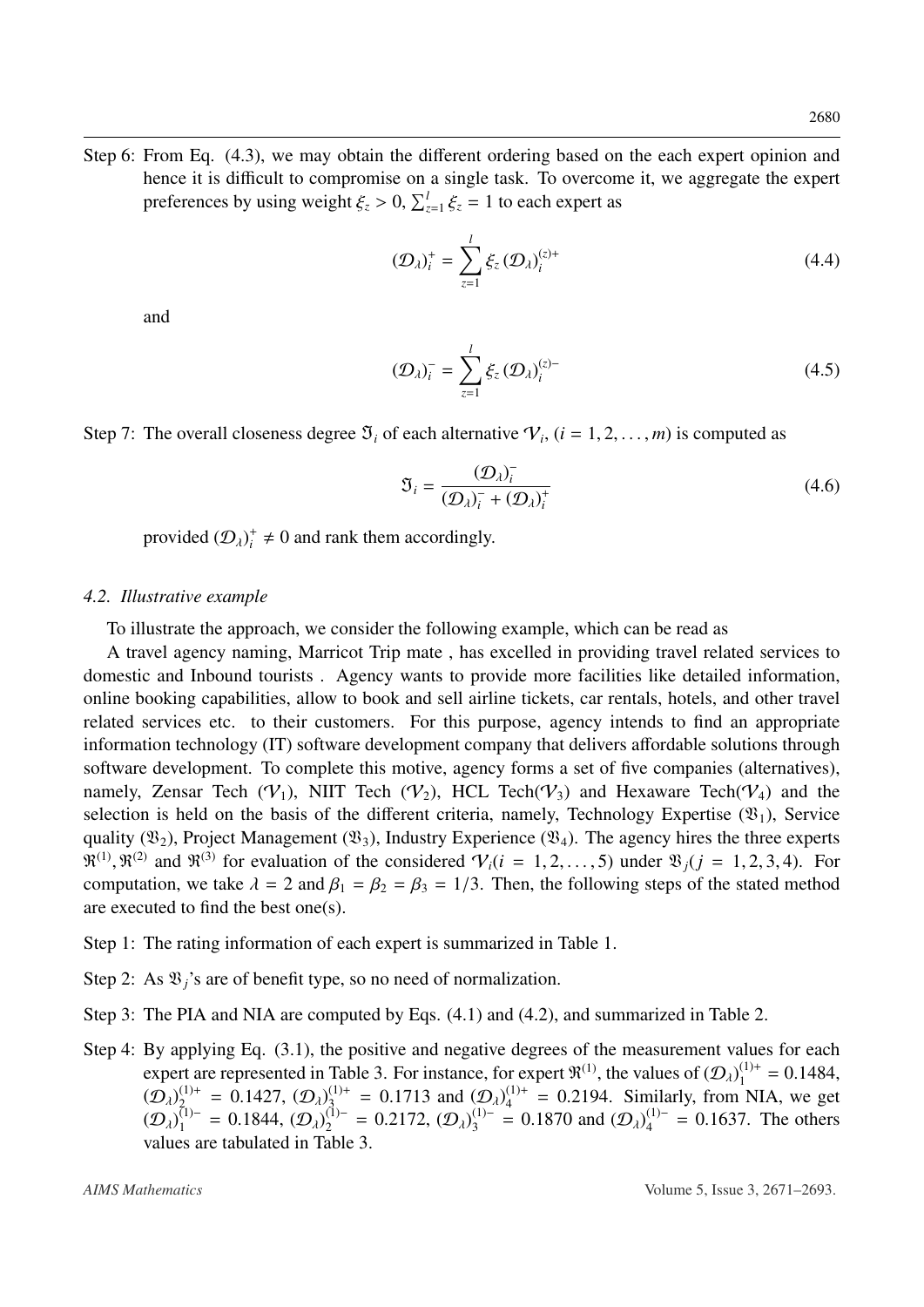Step 6: From Eq. (4.3), we may obtain the different ordering based on the each expert opinion and hence it is difficult to compromise on a single task. To overcome it, we aggregate the expert preferences by using weight $\xi_z > 0$, $\sum_{z=1}^{l} \xi_z = 1$ to each expert as

$$(\mathcal{D}_\lambda)_i^+ = \sum_{z=1}^{l} \xi_z \, (\mathcal{D}_\lambda)_i^{(z)+} \tag{4.4}$$

and

$$(\mathcal{D}_\lambda)_i^- = \sum_{z=1}^{l} \xi_z \, (\mathcal{D}_\lambda)_i^{(z)-} \tag{4.5}$$

Step 7: The overall closeness degree $\mathfrak{I}_i$ of each alternative $\mathcal{V}_i$, $(i = 1, 2, \ldots, m)$ is computed as

$$\mathfrak{I}_i = \frac{(\mathcal{D}_\lambda)_i^-}{(\mathcal{D}_\lambda)_i^- + (\mathcal{D}_\lambda)_i^+} \tag{4.6}$$

provided $(\mathcal{D}_\lambda)_i^+ \neq 0$ and rank them accordingly.

### *4.2. Illustrative example*

To illustrate the approach, we consider the following example, which can be read as

A travel agency naming, Marricot Trip mate , has excelled in providing travel related services to domestic and Inbound tourists . Agency wants to provide more facilities like detailed information, online booking capabilities, allow to book and sell airline tickets, car rentals, hotels, and other travel related services etc. to their customers. For this purpose, agency intends to find an appropriate information technology (IT) software development company that delivers affordable solutions through software development. To complete this motive, agency forms a set of five companies (alternatives), namely, Zensar Tech ($\mathcal{V}_1$), NIIT Tech ($\mathcal{V}_2$), HCL Tech($\mathcal{V}_3$) and Hexaware Tech($\mathcal{V}_4$) and the selection is held on the basis of the different criteria, namely, Technology Expertise ($\mathfrak{B}_1$), Service quality ($\mathfrak{B}_2$), Project Management ($\mathfrak{B}_3$), Industry Experience ($\mathfrak{B}_4$). The agency hires the three experts $\mathfrak{R}^{(1)}, \mathfrak{R}^{(2)}$ and $\mathfrak{R}^{(3)}$ for evaluation of the considered $\mathcal{V}_i (i = 1, 2, \ldots, 5)$ under $\mathfrak{B}_j (j = 1, 2, 3, 4)$. For computation, we take $\lambda = 2$ and $\beta_1 = \beta_2 = \beta_3 = 1/3$. Then, the following steps of the stated method are executed to find the best one(s).

Step 1: The rating information of each expert is summarized in Table 1.

Step 2: As $\mathfrak{B}_j$'s are of benefit type, so no need of normalization.

Step 3: The PIA and NIA are computed by Eqs. (4.1) and (4.2), and summarized in Table 2.

Step 4: By applying Eq. (3.1), the positive and negative degrees of the measurement values for each expert are represented in Table 3. For instance, for expert $\mathfrak{R}^{(1)}$, the values of $(\mathcal{D}_\lambda)_1^{(1)+} = 0.1484$, $(\mathcal{D}_\lambda)_2^{(1)+} = 0.1427$, $(\mathcal{D}_\lambda)_3^{(1)+} = 0.1713$ and $(\mathcal{D}_\lambda)_4^{(1)+} = 0.2194$. Similarly, from NIA, we get $(\mathcal{D}_\lambda)_1^{(1)-} = 0.1844$, $(\mathcal{D}_\lambda)_2^{(1)-} = 0.2172$, $(\mathcal{D}_\lambda)_3^{(1)-} = 0.1870$ and $(\mathcal{D}_\lambda)_4^{(1)-} = 0.1637$. The others values are tabulated in Table 3.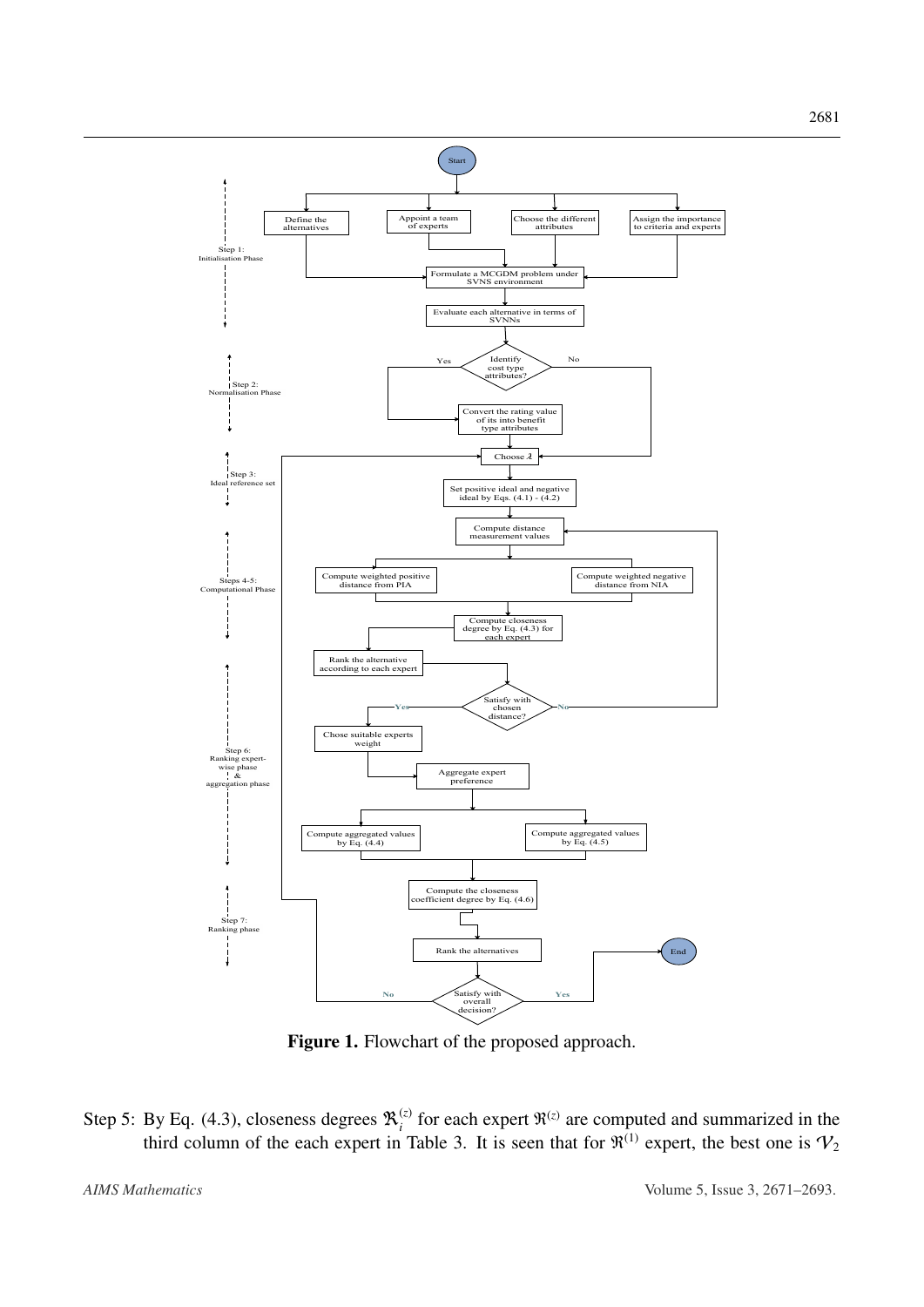**Figure 1.** Flowchart of the proposed approach.

Step 5: By Eq. (4.3), closeness degrees $\mathfrak{R}_i^{(z)}$ for each expert $\mathfrak{R}^{(z)}$ are computed and summarized in the third column of the each expert in Table 3. It is seen that for $\mathfrak{R}^{(1)}$ expert, the best one is $\mathcal{V}_2$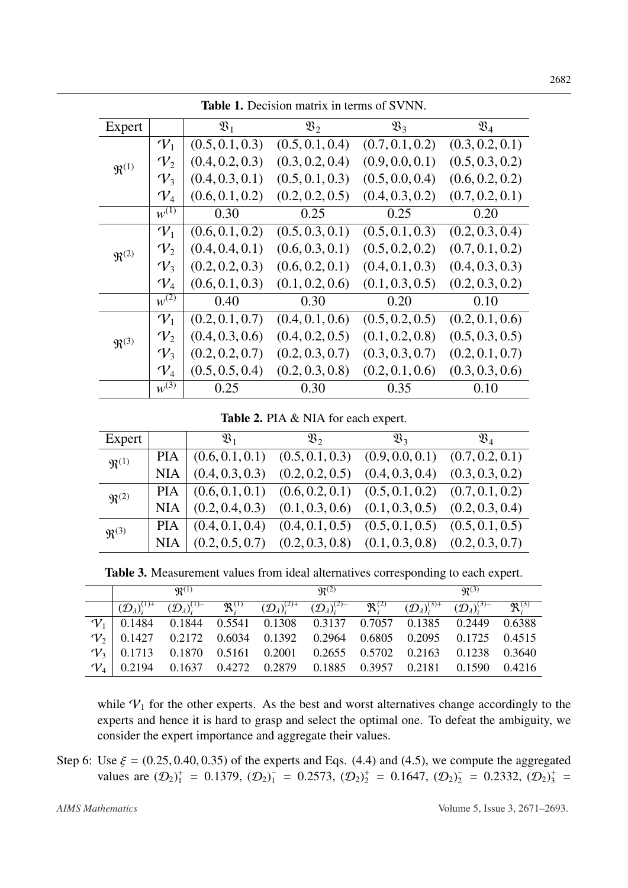**Table 1.** Decision matrix in terms of SVNN.

| Expert | | $\mathfrak{B}_1$ | $\mathfrak{B}_2$ | $\mathfrak{B}_3$ | $\mathfrak{B}_4$ |
|---|---|---|---|---|---|
| $\mathfrak{R}^{(1)}$ | $\mathcal{V}_1$ | (0.5, 0.1, 0.3) | (0.5, 0.1, 0.4) | (0.7, 0.1, 0.2) | (0.3, 0.2, 0.1) |
| | $\mathcal{V}_2$ | (0.4, 0.2, 0.3) | (0.3, 0.2, 0.4) | (0.9, 0.0, 0.1) | (0.5, 0.3, 0.2) |
| | $\mathcal{V}_3$ | (0.4, 0.3, 0.1) | (0.5, 0.1, 0.3) | (0.5, 0.0, 0.4) | (0.6, 0.2, 0.2) |
| | $\mathcal{V}_4$ | (0.6, 0.1, 0.2) | (0.2, 0.2, 0.5) | (0.4, 0.3, 0.2) | (0.7, 0.2, 0.1) |
| | $w^{(1)}$ | 0.30 | 0.25 | 0.25 | 0.20 |
| $\mathfrak{R}^{(2)}$ | $\mathcal{V}_1$ | (0.6, 0.1, 0.2) | (0.5, 0.3, 0.1) | (0.5, 0.1, 0.3) | (0.2, 0.3, 0.4) |
| | $\mathcal{V}_2$ | (0.4, 0.4, 0.1) | (0.6, 0.3, 0.1) | (0.5, 0.2, 0.2) | (0.7, 0.1, 0.2) |
| | $\mathcal{V}_3$ | (0.2, 0.2, 0.3) | (0.6, 0.2, 0.1) | (0.4, 0.1, 0.3) | (0.4, 0.3, 0.3) |
| | $\mathcal{V}_4$ | (0.6, 0.1, 0.3) | (0.1, 0.2, 0.6) | (0.1, 0.3, 0.5) | (0.2, 0.3, 0.2) |
| | $w^{(2)}$ | 0.40 | 0.30 | 0.20 | 0.10 |
| $\mathfrak{R}^{(3)}$ | $\mathcal{V}_1$ | (0.2, 0.1, 0.7) | (0.4, 0.1, 0.6) | (0.5, 0.2, 0.5) | (0.2, 0.1, 0.6) |
| | $\mathcal{V}_2$ | (0.4, 0.3, 0.6) | (0.4, 0.2, 0.5) | (0.1, 0.2, 0.8) | (0.5, 0.3, 0.5) |
| | $\mathcal{V}_3$ | (0.2, 0.2, 0.7) | (0.2, 0.3, 0.7) | (0.3, 0.3, 0.7) | (0.2, 0.1, 0.7) |
| | $\mathcal{V}_4$ | (0.5, 0.5, 0.4) | (0.2, 0.3, 0.8) | (0.2, 0.1, 0.6) | (0.3, 0.3, 0.6) |
| | $w^{(3)}$ | 0.25 | 0.30 | 0.35 | 0.10 |

**Table 2.** PIA & NIA for each expert.

| Expert | | $\mathfrak{B}_1$ | $\mathfrak{B}_2$ | $\mathfrak{B}_3$ | $\mathfrak{B}_4$ |
|---|---|---|---|---|---|
| $\mathfrak{R}^{(1)}$ | PIA | (0.6, 0.1, 0.1) | (0.5, 0.1, 0.3) | (0.9, 0.0, 0.1) | (0.7, 0.2, 0.1) |
| | NIA | (0.4, 0.3, 0.3) | (0.2, 0.2, 0.5) | (0.4, 0.3, 0.4) | (0.3, 0.3, 0.2) |
| $\mathfrak{R}^{(2)}$ | PIA | (0.6, 0.1, 0.1) | (0.6, 0.2, 0.1) | (0.5, 0.1, 0.2) | (0.7, 0.1, 0.2) |
| | NIA | (0.2, 0.4, 0.3) | (0.1, 0.3, 0.6) | (0.1, 0.3, 0.5) | (0.2, 0.3, 0.4) |
| $\mathfrak{R}^{(3)}$ | PIA | (0.4, 0.1, 0.4) | (0.4, 0.1, 0.5) | (0.5, 0.1, 0.5) | (0.5, 0.1, 0.5) |
| | NIA | (0.2, 0.5, 0.7) | (0.2, 0.3, 0.8) | (0.1, 0.3, 0.8) | (0.2, 0.3, 0.7) |

**Table 3.** Measurement values from ideal alternatives corresponding to each expert.

| | $\mathfrak{R}^{(1)}$ | | | $\mathfrak{R}^{(2)}$ | | | $\mathfrak{R}^{(3)}$ | | |
|---|---|---|---|---|---|---|---|---|---|
| | $(\mathcal{D}_\lambda)_i^{(1)+}$ | $(\mathcal{D}_\lambda)_i^{(1)-}$ | $\mathfrak{R}_i^{(1)}$ | $(\mathcal{D}_\lambda)_i^{(2)+}$ | $(\mathcal{D}_\lambda)_i^{(2)-}$ | $\mathfrak{R}_i^{(2)}$ | $(\mathcal{D}_\lambda)_i^{(3)+}$ | $(\mathcal{D}_\lambda)_i^{(3)-}$ | $\mathfrak{R}_i^{(3)}$ |
| $\mathcal{V}_1$ | 0.1484 | 0.1844 | 0.5541 | 0.1308 | 0.3137 | 0.7057 | 0.1385 | 0.2449 | 0.6388 |
| $\mathcal{V}_2$ | 0.1427 | 0.2172 | 0.6034 | 0.1392 | 0.2964 | 0.6805 | 0.2095 | 0.1725 | 0.4515 |
| $\mathcal{V}_3$ | 0.1713 | 0.1870 | 0.5161 | 0.2001 | 0.2655 | 0.5702 | 0.2163 | 0.1238 | 0.3640 |
| $\mathcal{V}_4$ | 0.2194 | 0.1637 | 0.4272 | 0.2879 | 0.1885 | 0.3957 | 0.2181 | 0.1590 | 0.4216 |

while $\mathcal{V}_1$ for the other experts. As the best and worst alternatives change accordingly to the experts and hence it is hard to grasp and select the optimal one. To defeat the ambiguity, we consider the expert importance and aggregate their values.

Step 6: Use $\xi = (0.25, 0.40, 0.35)$ of the experts and Eqs. (4.4) and (4.5), we compute the aggregated values are $(\mathcal{D}_2)_1^+ = 0.1379$, $(\mathcal{D}_2)_1^- = 0.2573$, $(\mathcal{D}_2)_2^+ = 0.1647$, $(\mathcal{D}_2)_2^- = 0.2332$, $(\mathcal{D}_2)_3^+ =$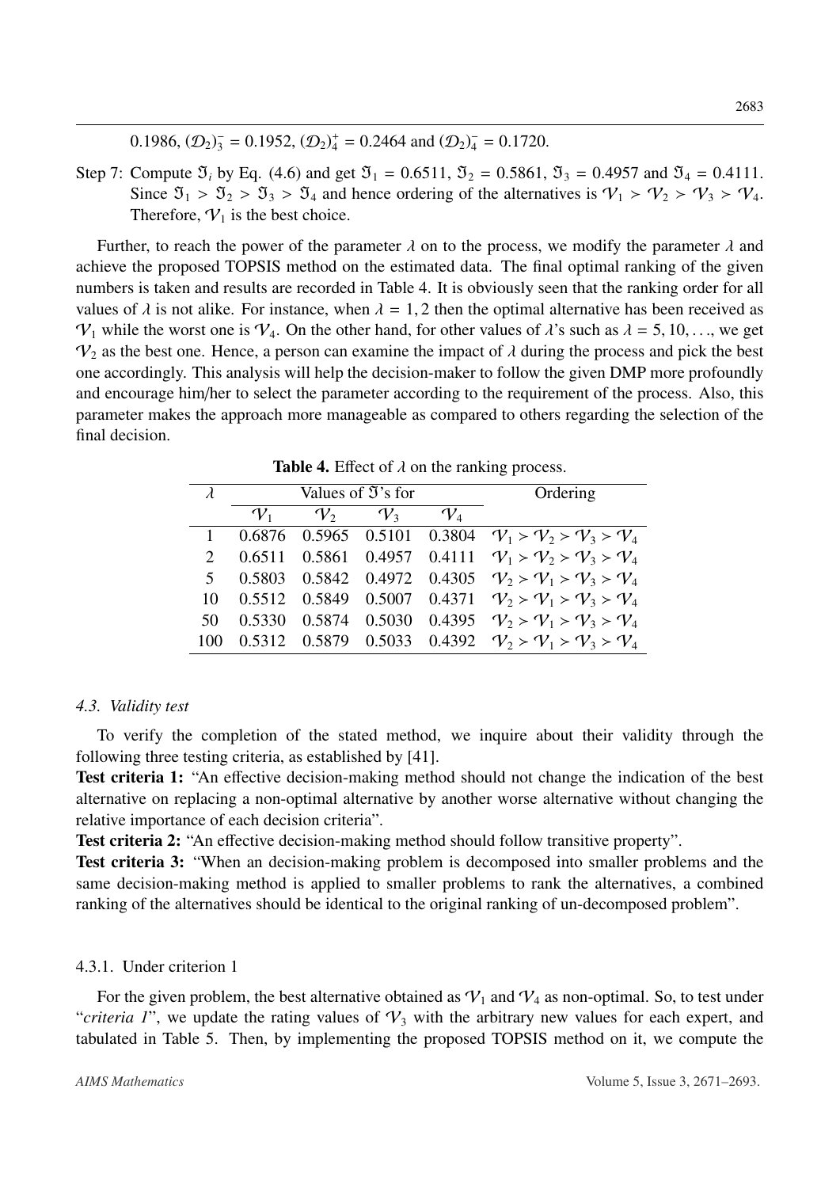0.1986, $(\mathcal{D}_2)_3^- = 0.1952$, $(\mathcal{D}_2)_4^+ = 0.2464$ and $(\mathcal{D}_2)_4^- = 0.1720$.

Step 7: Compute $\mathfrak{I}_i$ by Eq. (4.6) and get $\mathfrak{I}_1 = 0.6511$, $\mathfrak{I}_2 = 0.5861$, $\mathfrak{I}_3 = 0.4957$ and $\mathfrak{I}_4 = 0.4111$. Since $\mathfrak{I}_1 > \mathfrak{I}_2 > \mathfrak{I}_3 > \mathfrak{I}_4$ and hence ordering of the alternatives is $\mathcal{V}_1 \succ \mathcal{V}_2 \succ \mathcal{V}_3 \succ \mathcal{V}_4$. Therefore, $\mathcal{V}_1$ is the best choice.

Further, to reach the power of the parameter $\lambda$ on to the process, we modify the parameter $\lambda$ and achieve the proposed TOPSIS method on the estimated data. The final optimal ranking of the given numbers is taken and results are recorded in Table 4. It is obviously seen that the ranking order for all values of $\lambda$ is not alike. For instance, when $\lambda = 1, 2$ then the optimal alternative has been received as $\mathcal{V}_1$ while the worst one is $\mathcal{V}_4$. On the other hand, for other values of $\lambda$'s such as $\lambda = 5, 10, \ldots$, we get $\mathcal{V}_2$ as the best one. Hence, a person can examine the impact of $\lambda$ during the process and pick the best one accordingly. This analysis will help the decision-maker to follow the given DMP more profoundly and encourage him/her to select the parameter according to the requirement of the process. Also, this parameter makes the approach more manageable as compared to others regarding the selection of the final decision.

**Table 4.** Effect of $\lambda$ on the ranking process.

| $\lambda$ | Values of $\mathfrak{I}$'s for | | | | Ordering |
|---|---|---|---|---|---|
| | $\mathcal{V}_1$ | $\mathcal{V}_2$ | $\mathcal{V}_3$ | $\mathcal{V}_4$ | |
| 1 | 0.6876 | 0.5965 | 0.5101 | 0.3804 | $\mathcal{V}_1 \succ \mathcal{V}_2 \succ \mathcal{V}_3 \succ \mathcal{V}_4$ |
| 2 | 0.6511 | 0.5861 | 0.4957 | 0.4111 | $\mathcal{V}_1 \succ \mathcal{V}_2 \succ \mathcal{V}_3 \succ \mathcal{V}_4$ |
| 5 | 0.5803 | 0.5842 | 0.4972 | 0.4305 | $\mathcal{V}_2 \succ \mathcal{V}_1 \succ \mathcal{V}_3 \succ \mathcal{V}_4$ |
| 10 | 0.5512 | 0.5849 | 0.5007 | 0.4371 | $\mathcal{V}_2 \succ \mathcal{V}_1 \succ \mathcal{V}_3 \succ \mathcal{V}_4$ |
| 50 | 0.5330 | 0.5874 | 0.5030 | 0.4395 | $\mathcal{V}_2 \succ \mathcal{V}_1 \succ \mathcal{V}_3 \succ \mathcal{V}_4$ |
| 100 | 0.5312 | 0.5879 | 0.5033 | 0.4392 | $\mathcal{V}_2 \succ \mathcal{V}_1 \succ \mathcal{V}_3 \succ \mathcal{V}_4$ |

### *4.3. Validity test*

To verify the completion of the stated method, we inquire about their validity through the following three testing criteria, as established by [41].

**Test criteria 1:** "An effective decision-making method should not change the indication of the best alternative on replacing a non-optimal alternative by another worse alternative without changing the relative importance of each decision criteria".

**Test criteria 2:** "An effective decision-making method should follow transitive property".

**Test criteria 3:** "When an decision-making problem is decomposed into smaller problems and the same decision-making method is applied to smaller problems to rank the alternatives, a combined ranking of the alternatives should be identical to the original ranking of un-decomposed problem".

#### 4.3.1. Under criterion 1

For the given problem, the best alternative obtained as $\mathcal{V}_1$ and $\mathcal{V}_4$ as non-optimal. So, to test under "*criteria 1*", we update the rating values of $\mathcal{V}_3$ with the arbitrary new values for each expert, and tabulated in Table 5. Then, by implementing the proposed TOPSIS method on it, we compute the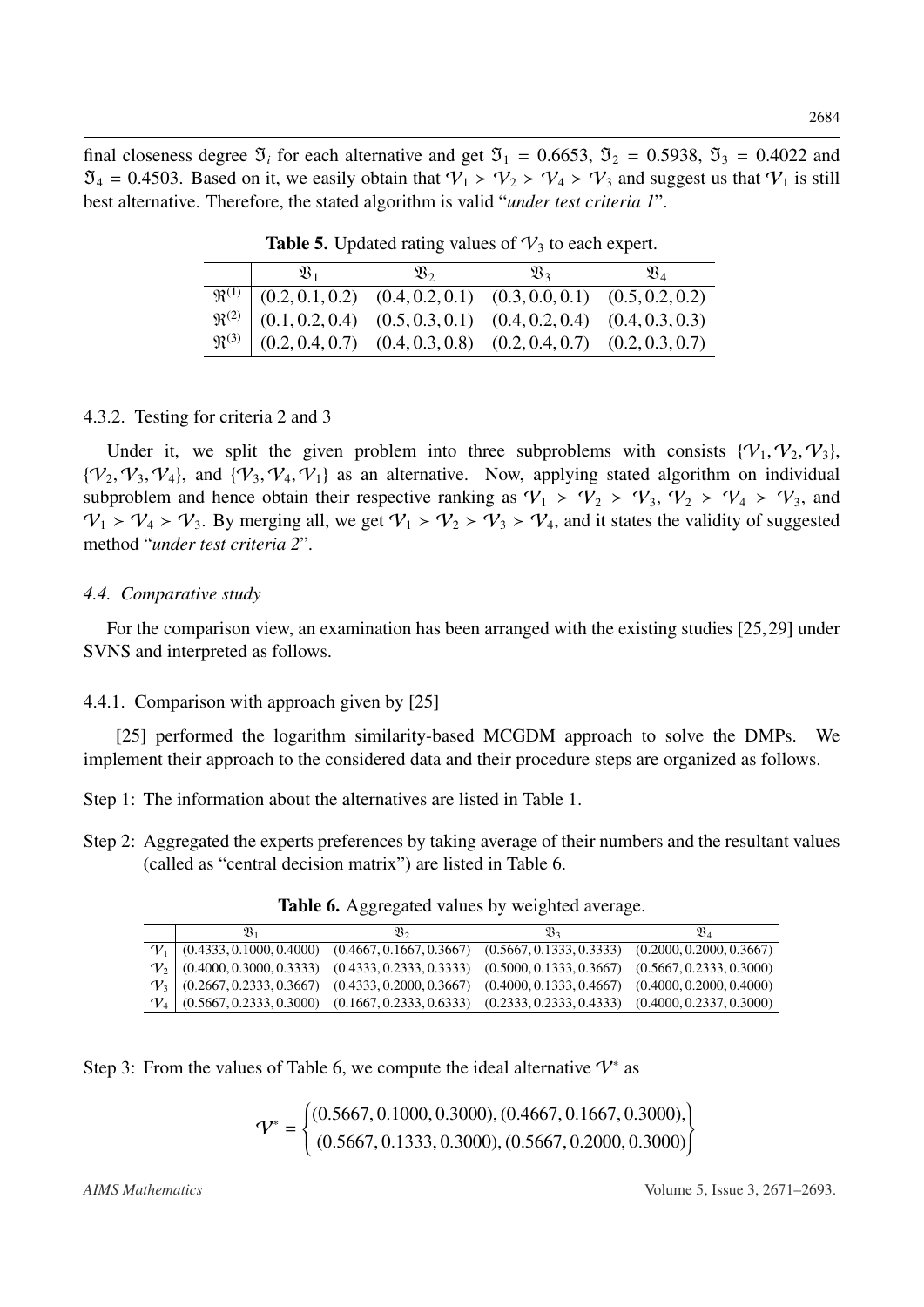final closeness degree $\mathfrak{I}_i$ for each alternative and get $\mathfrak{I}_1 = 0.6653$, $\mathfrak{I}_2 = 0.5938$, $\mathfrak{I}_3 = 0.4022$ and $\mathfrak{I}_4 = 0.4503$. Based on it, we easily obtain that $\mathcal{V}_1 \succ \mathcal{V}_2 \succ \mathcal{V}_4 \succ \mathcal{V}_3$ and suggest us that $\mathcal{V}_1$ is still best alternative. Therefore, the stated algorithm is valid "*under test criteria 1*".

**Table 5.** Updated rating values of $\mathcal{V}_3$ to each expert.

| | $\mathfrak{B}_1$ | $\mathfrak{B}_2$ | $\mathfrak{B}_3$ | $\mathfrak{B}_4$ |
|---|---|---|---|---|
| $\mathfrak{R}^{(1)}$ | $(0.2, 0.1, 0.2)$ | $(0.4, 0.2, 0.1)$ | $(0.3, 0.0, 0.1)$ | $(0.5, 0.2, 0.2)$ |
| $\mathfrak{R}^{(2)}$ | $(0.1, 0.2, 0.4)$ | $(0.5, 0.3, 0.1)$ | $(0.4, 0.2, 0.4)$ | $(0.4, 0.3, 0.3)$ |
| $\mathfrak{R}^{(3)}$ | $(0.2, 0.4, 0.7)$ | $(0.4, 0.3, 0.8)$ | $(0.2, 0.4, 0.7)$ | $(0.2, 0.3, 0.7)$ |

4.3.2. Testing for criteria 2 and 3

Under it, we split the given problem into three subproblems with consists $\{\mathcal{V}_1, \mathcal{V}_2, \mathcal{V}_3\}$, $\{\mathcal{V}_2, \mathcal{V}_3, \mathcal{V}_4\}$, and $\{\mathcal{V}_3, \mathcal{V}_4, \mathcal{V}_1\}$ as an alternative. Now, applying stated algorithm on individual subproblem and hence obtain their respective ranking as $\mathcal{V}_1 \succ \mathcal{V}_2 \succ \mathcal{V}_3$, $\mathcal{V}_2 \succ \mathcal{V}_4 \succ \mathcal{V}_3$, and $\mathcal{V}_1 \succ \mathcal{V}_4 \succ \mathcal{V}_3$. By merging all, we get $\mathcal{V}_1 \succ \mathcal{V}_2 \succ \mathcal{V}_3 \succ \mathcal{V}_4$, and it states the validity of suggested method "*under test criteria 2*".

*4.4. Comparative study*

For the comparison view, an examination has been arranged with the existing studies [25, 29] under SVNS and interpreted as follows.

4.4.1. Comparison with approach given by [25]

[25] performed the logarithm similarity-based MCGDM approach to solve the DMPs. We implement their approach to the considered data and their procedure steps are organized as follows.

Step 1: The information about the alternatives are listed in Table 1.

Step 2: Aggregated the experts preferences by taking average of their numbers and the resultant values (called as "central decision matrix") are listed in Table 6.

**Table 6.** Aggregated values by weighted average.

| | $\mathfrak{B}_1$ | $\mathfrak{B}_2$ | $\mathfrak{B}_3$ | $\mathfrak{B}_4$ |
|---|---|---|---|---|
| $\mathcal{V}_1$ | $(0.4333, 0.1000, 0.4000)$ | $(0.4667, 0.1667, 0.3667)$ | $(0.5667, 0.1333, 0.3333)$ | $(0.2000, 0.2000, 0.3667)$ |
| $\mathcal{V}_2$ | $(0.4000, 0.3000, 0.3333)$ | $(0.4333, 0.2333, 0.3333)$ | $(0.5000, 0.1333, 0.3667)$ | $(0.5667, 0.2333, 0.3000)$ |
| $\mathcal{V}_3$ | $(0.2667, 0.2333, 0.3667)$ | $(0.4333, 0.2000, 0.3667)$ | $(0.4000, 0.1333, 0.4667)$ | $(0.4000, 0.2000, 0.4000)$ |
| $\mathcal{V}_4$ | $(0.5667, 0.2333, 0.3000)$ | $(0.1667, 0.2333, 0.6333)$ | $(0.2333, 0.2333, 0.4333)$ | $(0.4000, 0.2337, 0.3000)$ |

Step 3: From the values of Table 6, we compute the ideal alternative $\mathcal{V}^*$ as

$$\mathcal{V}^* = \begin{Bmatrix} (0.5667, 0.1000, 0.3000), (0.4667, 0.1667, 0.3000), \\ (0.5667, 0.1333, 0.3000), (0.5667, 0.2000, 0.3000) \end{Bmatrix}$$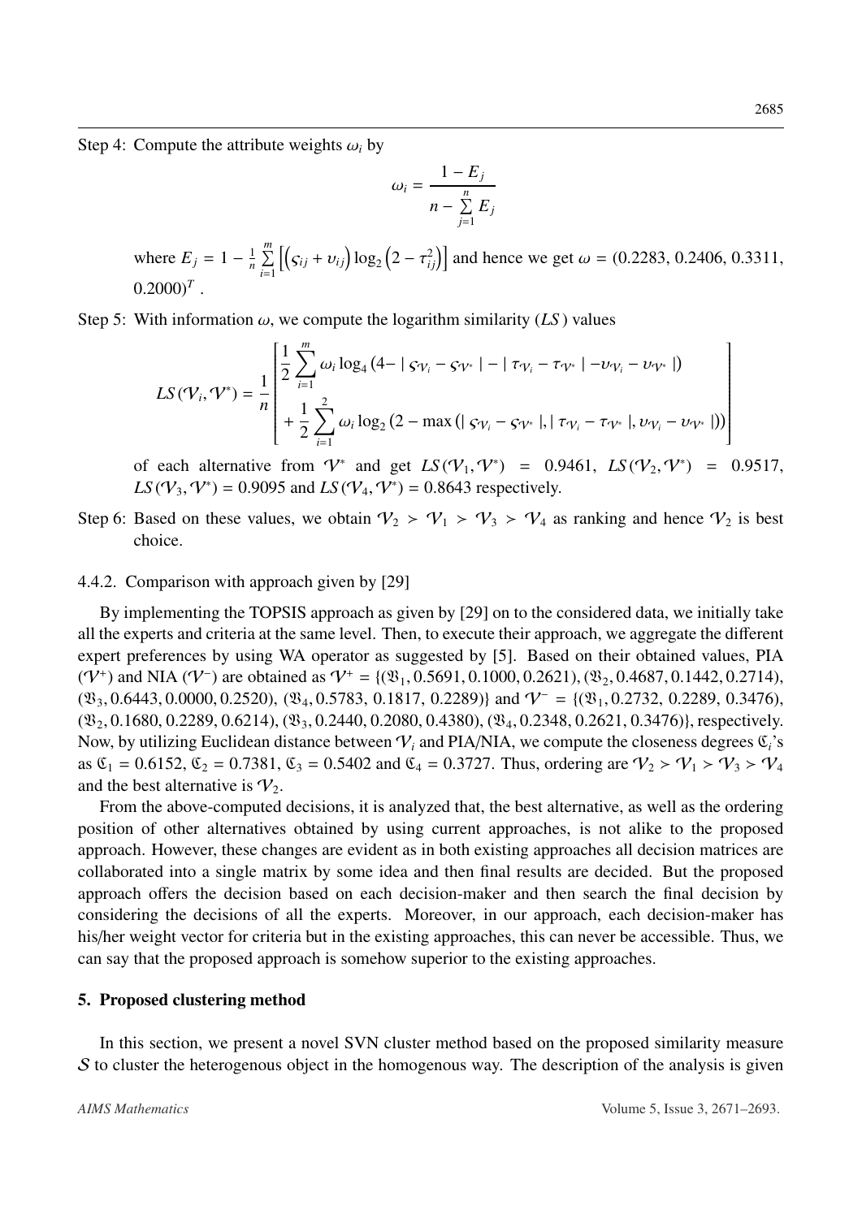Step 4: Compute the attribute weights $\omega_i$ by

$$\omega_i = \frac{1 - E_j}{n - \sum_{j=1}^{n} E_j}$$

where $E_j = 1 - \frac{1}{n} \sum_{i=1}^{m} \left[ \left( \varsigma_{ij} + \upsilon_{ij} \right) \log_2 \left( 2 - \tau_{ij}^2 \right) \right]$ and hence we get $\omega = (0.2283, 0.2406, 0.3311, 0.2000)^T$.

Step 5: With information $\omega$, we compute the logarithm similarity ($LS$) values

$$LS(\mathcal{V}_i, \mathcal{V}^*) = \frac{1}{n} \left[ \begin{array}{l} \frac{1}{2} \sum_{i=1}^{m} \omega_i \log_4 (4 - | \varsigma_{\mathcal{V}_i} - \varsigma_{\mathcal{V}^*} | - | \tau_{\mathcal{V}_i} - \tau_{\mathcal{V}^*} | - \upsilon_{\mathcal{V}_i} - \upsilon_{\mathcal{V}^*} |) \\ + \frac{1}{2} \sum_{i=1}^{2} \omega_i \log_2 (2 - \max (| \varsigma_{\mathcal{V}_i} - \varsigma_{\mathcal{V}^*} |, | \tau_{\mathcal{V}_i} - \tau_{\mathcal{V}^*} |, \upsilon_{\mathcal{V}_i} - \upsilon_{\mathcal{V}^*} |)) \end{array} \right]$$

of each alternative from $\mathcal{V}^*$ and get $LS(\mathcal{V}_1, \mathcal{V}^*) = 0.9461$, $LS(\mathcal{V}_2, \mathcal{V}^*) = 0.9517$, $LS(\mathcal{V}_3, \mathcal{V}^*) = 0.9095$ and $LS(\mathcal{V}_4, \mathcal{V}^*) = 0.8643$ respectively.

Step 6: Based on these values, we obtain $\mathcal{V}_2 > \mathcal{V}_1 > \mathcal{V}_3 > \mathcal{V}_4$ as ranking and hence $\mathcal{V}_2$ is best choice.

#### 4.4.2. Comparison with approach given by [29]

By implementing the TOPSIS approach as given by [29] on to the considered data, we initially take all the experts and criteria at the same level. Then, to execute their approach, we aggregate the different expert preferences by using WA operator as suggested by [5]. Based on their obtained values, PIA ($\mathcal{V}^+$) and NIA ($\mathcal{V}^-$) are obtained as $\mathcal{V}^+ = \{(\mathfrak{B}_1, 0.5691, 0.1000, 0.2621), (\mathfrak{B}_2, 0.4687, 0.1442, 0.2714), (\mathfrak{B}_3, 0.6443, 0.0000, 0.2520), (\mathfrak{B}_4, 0.5783, 0.1817, 0.2289)\}$ and $\mathcal{V}^- = \{(\mathfrak{B}_1, 0.2732, 0.2289, 0.3476), (\mathfrak{B}_2, 0.1680, 0.2289, 0.6214), (\mathfrak{B}_3, 0.2440, 0.2080, 0.4380), (\mathfrak{B}_4, 0.2348, 0.2621, 0.3476)\}$, respectively. Now, by utilizing Euclidean distance between $\mathcal{V}_i$ and PIA/NIA, we compute the closeness degrees $\mathfrak{C}_i$'s as $\mathfrak{C}_1 = 0.6152$, $\mathfrak{C}_2 = 0.7381$, $\mathfrak{C}_3 = 0.5402$ and $\mathfrak{C}_4 = 0.3727$. Thus, ordering are $\mathcal{V}_2 > \mathcal{V}_1 > \mathcal{V}_3 > \mathcal{V}_4$ and the best alternative is $\mathcal{V}_2$.

From the above-computed decisions, it is analyzed that, the best alternative, as well as the ordering position of other alternatives obtained by using current approaches, is not alike to the proposed approach. However, these changes are evident as in both existing approaches all decision matrices are collaborated into a single matrix by some idea and then final results are decided. But the proposed approach offers the decision based on each decision-maker and then search the final decision by considering the decisions of all the experts. Moreover, in our approach, each decision-maker has his/her weight vector for criteria but in the existing approaches, this can never be accessible. Thus, we can say that the proposed approach is somehow superior to the existing approaches.

## 5. Proposed clustering method

In this section, we present a novel SVN cluster method based on the proposed similarity measure $\mathcal{S}$ to cluster the heterogenous object in the homogenous way. The description of the analysis is given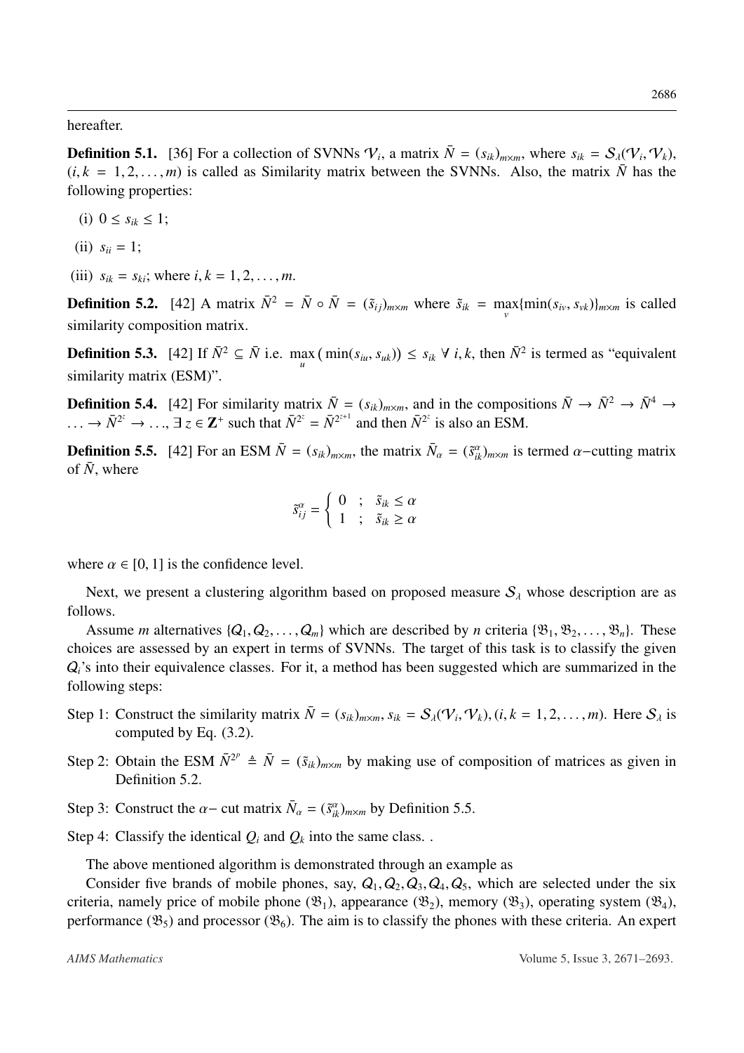hereafter.

**Definition 5.1.** [36] For a collection of SVNNs $\mathcal{V}_i$, a matrix $\bar{N} = (s_{ik})_{m\times m}$, where $s_{ik} = \mathcal{S}_\lambda(\mathcal{V}_i, \mathcal{V}_k)$, $(i, k = 1, 2, \ldots, m)$ is called as Similarity matrix between the SVNNs. Also, the matrix $\bar{N}$ has the following properties:

(i) $0 \leq s_{ik} \leq 1$;

(ii) $s_{ii} = 1$;

(iii) $s_{ik} = s_{ki}$; where $i, k = 1, 2, \ldots, m$.

**Definition 5.2.** [42] A matrix $\bar{N}^2 = \bar{N} \circ \bar{N} = (\tilde{s}_{ij})_{m\times m}$ where $\tilde{s}_{ik} = \max\limits_{v}\{\min(s_{iv}, s_{vk})\}_{m\times m}$ is called similarity composition matrix.

**Definition 5.3.** [42] If $\bar{N}^2 \subseteq \bar{N}$ i.e. $\max\limits_{u}\left(\min(s_{iu}, s_{uk})\right) \leq s_{ik}\ \forall\ i, k$, then $\bar{N}^2$ is termed as "equivalent similarity matrix (ESM)".

**Definition 5.4.** [42] For similarity matrix $\bar{N} = (s_{ik})_{m\times m}$, and in the compositions $\bar{N} \to \bar{N}^2 \to \bar{N}^4 \to \ldots \to \bar{N}^{2^z} \to \ldots$, $\exists\, z \in \mathbf{Z}^+$ such that $\bar{N}^{2^z} = \bar{N}^{2^{z+1}}$ and then $\bar{N}^{2^z}$ is also an ESM.

**Definition 5.5.** [42] For an ESM $\bar{N} = (s_{ik})_{m\times m}$, the matrix $\bar{N}_\alpha = (\tilde{s}^\alpha_{ik})_{m\times m}$ is termed $\alpha-$cutting matrix of $\bar{N}$, where

$$\tilde{s}^\alpha_{ij} = \begin{cases} 0 & ; \quad \tilde{s}_{ik} \leq \alpha \\ 1 & ; \quad \tilde{s}_{ik} \geq \alpha \end{cases}$$

where $\alpha \in [0, 1]$ is the confidence level.

Next, we present a clustering algorithm based on proposed measure $\mathcal{S}_\lambda$ whose description are as follows.

Assume $m$ alternatives $\{Q_1, Q_2, \ldots, Q_m\}$ which are described by $n$ criteria $\{\mathfrak{B}_1, \mathfrak{B}_2, \ldots, \mathfrak{B}_n\}$. These choices are assessed by an expert in terms of SVNNs. The target of this task is to classify the given $Q_i$'s into their equivalence classes. For it, a method has been suggested which are summarized in the following steps:

Step 1: Construct the similarity matrix $\bar{N} = (s_{ik})_{m\times m}$, $s_{ik} = \mathcal{S}_\lambda(\mathcal{V}_i, \mathcal{V}_k)$, $(i, k = 1, 2, \ldots, m)$. Here $\mathcal{S}_\lambda$ is computed by Eq. (3.2).

Step 2: Obtain the ESM $\bar{N}^{2^p} \triangleq \bar{N} = (\tilde{s}_{ik})_{m\times m}$ by making use of composition of matrices as given in Definition 5.2.

Step 3: Construct the $\alpha-$ cut matrix $\bar{N}_\alpha = (\tilde{s}^\alpha_{ik})_{m\times m}$ by Definition 5.5.

Step 4: Classify the identical $Q_i$ and $Q_k$ into the same class. .

The above mentioned algorithm is demonstrated through an example as

Consider five brands of mobile phones, say, $Q_1, Q_2, Q_3, Q_4, Q_5$, which are selected under the six criteria, namely price of mobile phone ($\mathfrak{B}_1$), appearance ($\mathfrak{B}_2$), memory ($\mathfrak{B}_3$), operating system ($\mathfrak{B}_4$), performance ($\mathfrak{B}_5$) and processor ($\mathfrak{B}_6$). The aim is to classify the phones with these criteria. An expert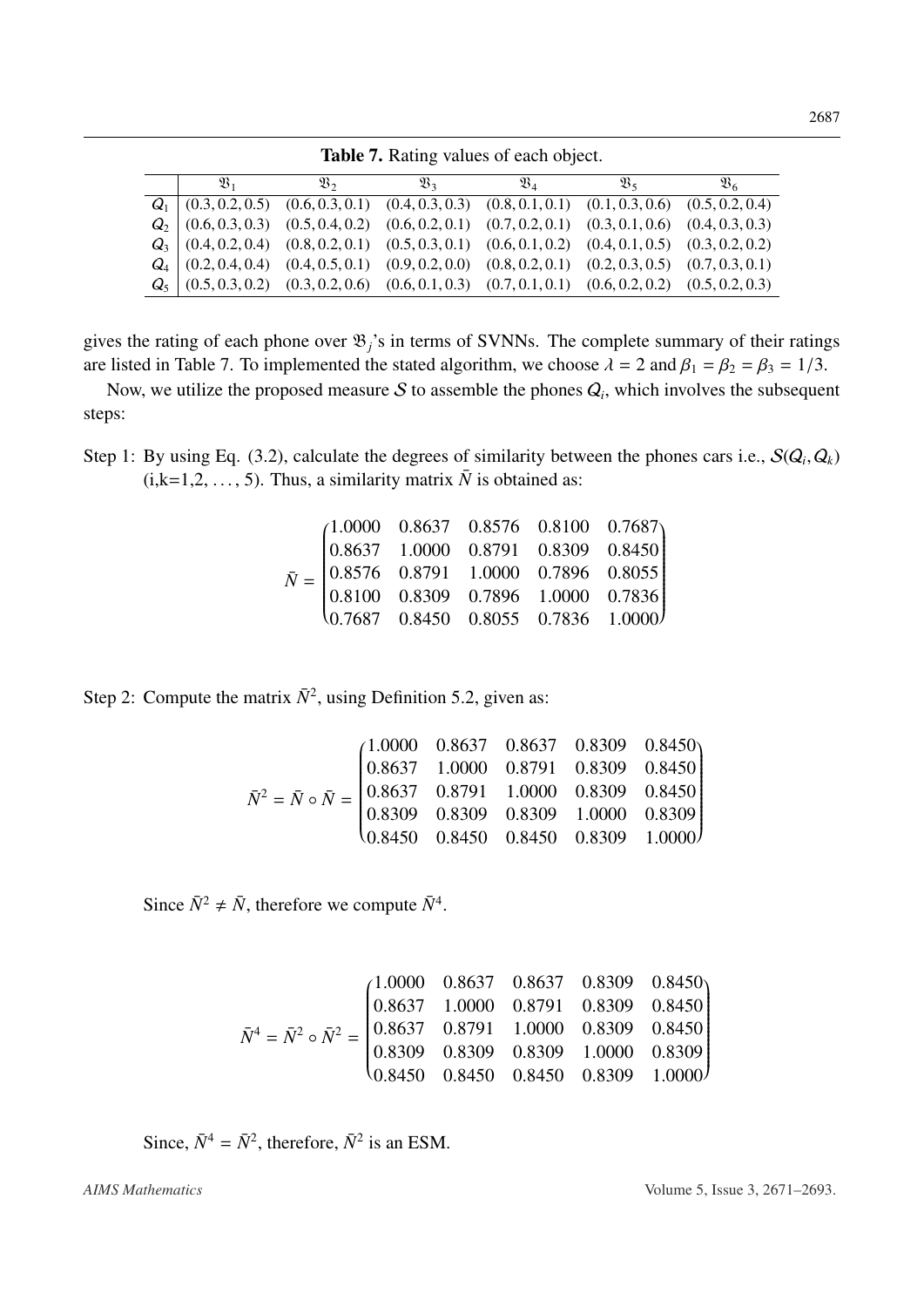**Table 7.** Rating values of each object.

| | $\mathfrak{B}_1$ | $\mathfrak{B}_2$ | $\mathfrak{B}_3$ | $\mathfrak{B}_4$ | $\mathfrak{B}_5$ | $\mathfrak{B}_6$ |
|---|---|---|---|---|---|---|
| $Q_1$ | (0.3, 0.2, 0.5) | (0.6, 0.3, 0.1) | (0.4, 0.3, 0.3) | (0.8, 0.1, 0.1) | (0.1, 0.3, 0.6) | (0.5, 0.2, 0.4) |
| $Q_2$ | (0.6, 0.3, 0.3) | (0.5, 0.4, 0.2) | (0.6, 0.2, 0.1) | (0.7, 0.2, 0.1) | (0.3, 0.1, 0.6) | (0.4, 0.3, 0.3) |
| $Q_3$ | (0.4, 0.2, 0.4) | (0.8, 0.2, 0.1) | (0.5, 0.3, 0.1) | (0.6, 0.1, 0.2) | (0.4, 0.1, 0.5) | (0.3, 0.2, 0.2) |
| $Q_4$ | (0.2, 0.4, 0.4) | (0.4, 0.5, 0.1) | (0.9, 0.2, 0.0) | (0.8, 0.2, 0.1) | (0.2, 0.3, 0.5) | (0.7, 0.3, 0.1) |
| $Q_5$ | (0.5, 0.3, 0.2) | (0.3, 0.2, 0.6) | (0.6, 0.1, 0.3) | (0.7, 0.1, 0.1) | (0.6, 0.2, 0.2) | (0.5, 0.2, 0.3) |

gives the rating of each phone over $\mathfrak{B}_j$'s in terms of SVNNs. The complete summary of their ratings are listed in Table 7. To implemented the stated algorithm, we choose $\lambda = 2$ and $\beta_1 = \beta_2 = \beta_3 = 1/3$.

Now, we utilize the proposed measure $\mathcal{S}$ to assemble the phones $Q_i$, which involves the subsequent steps:

Step 1: By using Eq. (3.2), calculate the degrees of similarity between the phones cars i.e., $\mathcal{S}(Q_i, Q_k)$ (i,k=1,2, ..., 5). Thus, a similarity matrix $\bar{N}$ is obtained as:

$$\bar{N} = \begin{pmatrix} 1.0000 & 0.8637 & 0.8576 & 0.8100 & 0.7687 \\ 0.8637 & 1.0000 & 0.8791 & 0.8309 & 0.8450 \\ 0.8576 & 0.8791 & 1.0000 & 0.7896 & 0.8055 \\ 0.8100 & 0.8309 & 0.7896 & 1.0000 & 0.7836 \\ 0.7687 & 0.8450 & 0.8055 & 0.7836 & 1.0000 \end{pmatrix}$$

Step 2: Compute the matrix $\bar{N}^2$, using Definition 5.2, given as:

$$\bar{N}^2 = \bar{N} \circ \bar{N} = \begin{pmatrix} 1.0000 & 0.8637 & 0.8637 & 0.8309 & 0.8450 \\ 0.8637 & 1.0000 & 0.8791 & 0.8309 & 0.8450 \\ 0.8637 & 0.8791 & 1.0000 & 0.8309 & 0.8450 \\ 0.8309 & 0.8309 & 0.8309 & 1.0000 & 0.8309 \\ 0.8450 & 0.8450 & 0.8450 & 0.8309 & 1.0000 \end{pmatrix}$$

Since $\bar{N}^2 \neq \bar{N}$, therefore we compute $\bar{N}^4$.

$$\bar{N}^4 = \bar{N}^2 \circ \bar{N}^2 = \begin{pmatrix} 1.0000 & 0.8637 & 0.8637 & 0.8309 & 0.8450 \\ 0.8637 & 1.0000 & 0.8791 & 0.8309 & 0.8450 \\ 0.8637 & 0.8791 & 1.0000 & 0.8309 & 0.8450 \\ 0.8309 & 0.8309 & 0.8309 & 1.0000 & 0.8309 \\ 0.8450 & 0.8450 & 0.8450 & 0.8309 & 1.0000 \end{pmatrix}$$

Since, $\bar{N}^4 = \bar{N}^2$, therefore, $\bar{N}^2$ is an ESM.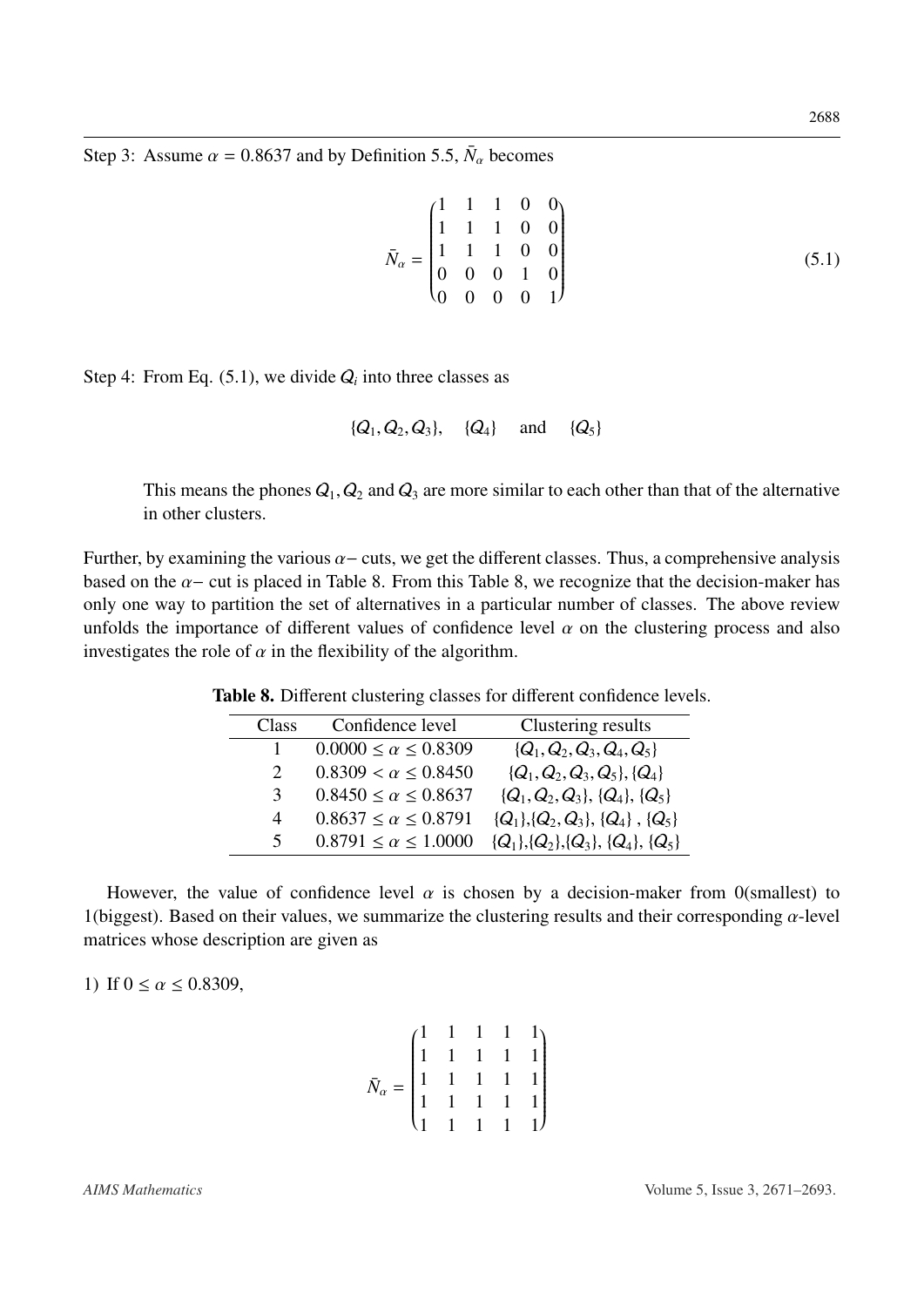Step 3: Assume $\alpha = 0.8637$ and by Definition 5.5, $\bar{N}_\alpha$ becomes

$$\bar{N}_\alpha = \begin{pmatrix} 1 & 1 & 1 & 0 & 0 \\ 1 & 1 & 1 & 0 & 0 \\ 1 & 1 & 1 & 0 & 0 \\ 0 & 0 & 0 & 1 & 0 \\ 0 & 0 & 0 & 0 & 1 \end{pmatrix} \tag{5.1}$$

Step 4: From Eq. (5.1), we divide $Q_i$ into three classes as

$$\{Q_1, Q_2, Q_3\}, \quad \{Q_4\} \quad \text{and} \quad \{Q_5\}$$

This means the phones $Q_1, Q_2$ and $Q_3$ are more similar to each other than that of the alternative in other clusters.

Further, by examining the various $\alpha-$ cuts, we get the different classes. Thus, a comprehensive analysis based on the $\alpha-$ cut is placed in Table 8. From this Table 8, we recognize that the decision-maker has only one way to partition the set of alternatives in a particular number of classes. The above review unfolds the importance of different values of confidence level $\alpha$ on the clustering process and also investigates the role of $\alpha$ in the flexibility of the algorithm.

**Table 8.** Different clustering classes for different confidence levels.

| Class | Confidence level | Clustering results |
| --- | --- | --- |
| 1 | $0.0000 \leq \alpha \leq 0.8309$ | $\{Q_1, Q_2, Q_3, Q_4, Q_5\}$ |
| 2 | $0.8309 < \alpha \leq 0.8450$ | $\{Q_1, Q_2, Q_3, Q_5\}, \{Q_4\}$ |
| 3 | $0.8450 \leq \alpha \leq 0.8637$ | $\{Q_1, Q_2, Q_3\}$, $\{Q_4\}$, $\{Q_5\}$ |
| 4 | $0.8637 \leq \alpha \leq 0.8791$ | $\{Q_1\}$,$\{Q_2, Q_3\}$, $\{Q_4\}$ , $\{Q_5\}$ |
| 5 | $0.8791 \leq \alpha \leq 1.0000$ | $\{Q_1\}$,$\{Q_2\}$,$\{Q_3\}$, $\{Q_4\}$, $\{Q_5\}$ |

However, the value of confidence level $\alpha$ is chosen by a decision-maker from 0(smallest) to 1(biggest). Based on their values, we summarize the clustering results and their corresponding $\alpha$-level matrices whose description are given as

1) If $0 \leq \alpha \leq 0.8309$,

$$\bar{N}_\alpha = \begin{pmatrix} 1 & 1 & 1 & 1 & 1 \\ 1 & 1 & 1 & 1 & 1 \\ 1 & 1 & 1 & 1 & 1 \\ 1 & 1 & 1 & 1 & 1 \\ 1 & 1 & 1 & 1 & 1 \end{pmatrix}$$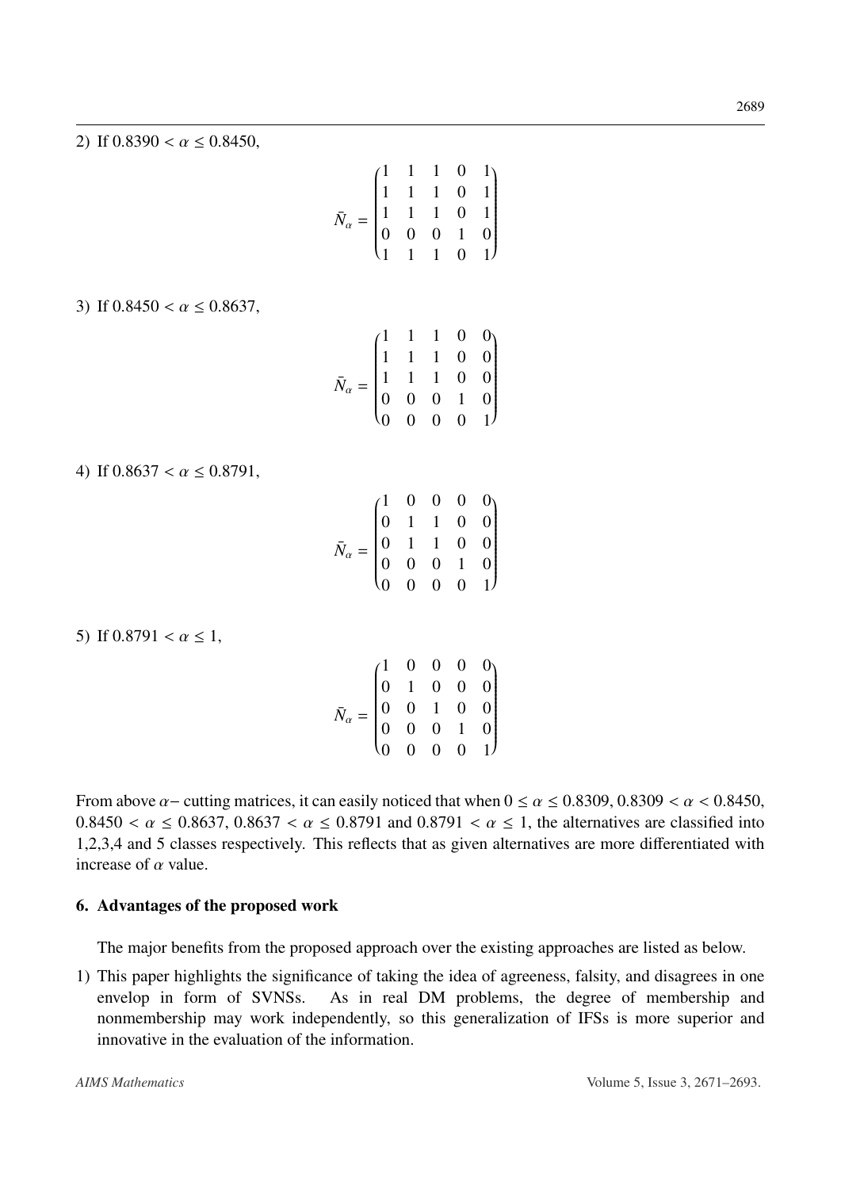2) If $0.8390 < \alpha \leq 0.8450$,

$$\bar{N}_\alpha = \begin{pmatrix} 1 & 1 & 1 & 0 & 1 \\ 1 & 1 & 1 & 0 & 1 \\ 1 & 1 & 1 & 0 & 1 \\ 0 & 0 & 0 & 1 & 0 \\ 1 & 1 & 1 & 0 & 1 \end{pmatrix}$$

3) If $0.8450 < \alpha \leq 0.8637$,

$$\bar{N}_\alpha = \begin{pmatrix} 1 & 1 & 1 & 0 & 0 \\ 1 & 1 & 1 & 0 & 0 \\ 1 & 1 & 1 & 0 & 0 \\ 0 & 0 & 0 & 1 & 0 \\ 0 & 0 & 0 & 0 & 1 \end{pmatrix}$$

4) If $0.8637 < \alpha \leq 0.8791$,

$$\bar{N}_\alpha = \begin{pmatrix} 1 & 0 & 0 & 0 & 0 \\ 0 & 1 & 1 & 0 & 0 \\ 0 & 1 & 1 & 0 & 0 \\ 0 & 0 & 0 & 1 & 0 \\ 0 & 0 & 0 & 0 & 1 \end{pmatrix}$$

5) If $0.8791 < \alpha \leq 1$,

$$\bar{N}_\alpha = \begin{pmatrix} 1 & 0 & 0 & 0 & 0 \\ 0 & 1 & 0 & 0 & 0 \\ 0 & 0 & 1 & 0 & 0 \\ 0 & 0 & 0 & 1 & 0 \\ 0 & 0 & 0 & 0 & 1 \end{pmatrix}$$

From above $\alpha-$ cutting matrices, it can easily noticed that when $0 \leq \alpha \leq 0.8309$, $0.8309 < \alpha < 0.8450$, $0.8450 < \alpha \leq 0.8637$, $0.8637 < \alpha \leq 0.8791$ and $0.8791 < \alpha \leq 1$, the alternatives are classified into 1,2,3,4 and 5 classes respectively. This reflects that as given alternatives are more differentiated with increase of $\alpha$ value.

## 6. Advantages of the proposed work

The major benefits from the proposed approach over the existing approaches are listed as below.

1) This paper highlights the significance of taking the idea of agreeness, falsity, and disagrees in one envelop in form of SVNSs. As in real DM problems, the degree of membership and nonmembership may work independently, so this generalization of IFSs is more superior and innovative in the evaluation of the information.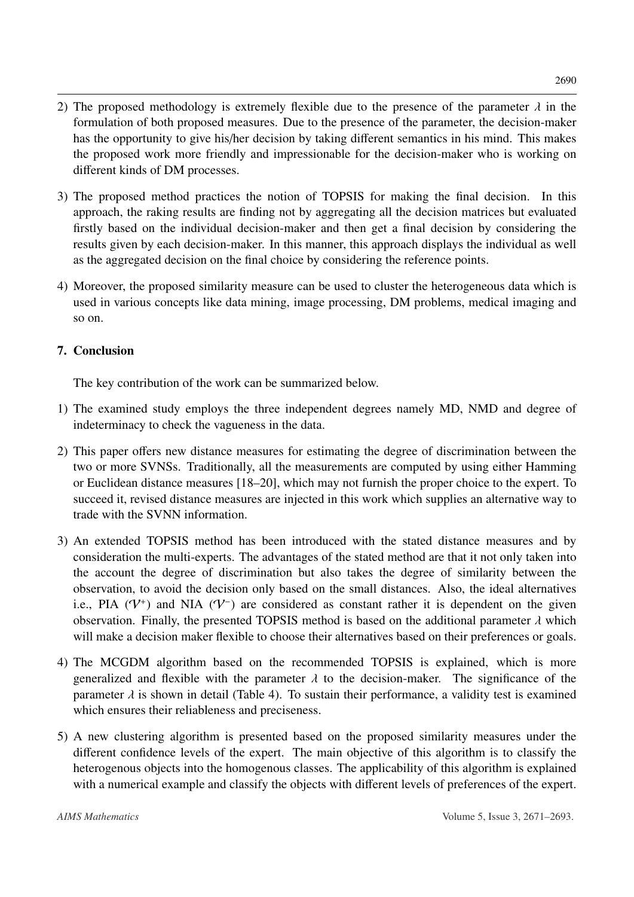2) The proposed methodology is extremely flexible due to the presence of the parameter $\lambda$ in the formulation of both proposed measures. Due to the presence of the parameter, the decision-maker has the opportunity to give his/her decision by taking different semantics in his mind. This makes the proposed work more friendly and impressionable for the decision-maker who is working on different kinds of DM processes.

3) The proposed method practices the notion of TOPSIS for making the final decision. In this approach, the raking results are finding not by aggregating all the decision matrices but evaluated firstly based on the individual decision-maker and then get a final decision by considering the results given by each decision-maker. In this manner, this approach displays the individual as well as the aggregated decision on the final choice by considering the reference points.

4) Moreover, the proposed similarity measure can be used to cluster the heterogeneous data which is used in various concepts like data mining, image processing, DM problems, medical imaging and so on.

## 7. Conclusion

The key contribution of the work can be summarized below.

1) The examined study employs the three independent degrees namely MD, NMD and degree of indeterminacy to check the vagueness in the data.

2) This paper offers new distance measures for estimating the degree of discrimination between the two or more SVNSs. Traditionally, all the measurements are computed by using either Hamming or Euclidean distance measures [18–20], which may not furnish the proper choice to the expert. To succeed it, revised distance measures are injected in this work which supplies an alternative way to trade with the SVNN information.

3) An extended TOPSIS method has been introduced with the stated distance measures and by consideration the multi-experts. The advantages of the stated method are that it not only taken into the account the degree of discrimination but also takes the degree of similarity between the observation, to avoid the decision only based on the small distances. Also, the ideal alternatives i.e., PIA ($\mathcal{V}^{+}$) and NIA ($\mathcal{V}^{-}$) are considered as constant rather it is dependent on the given observation. Finally, the presented TOPSIS method is based on the additional parameter $\lambda$ which will make a decision maker flexible to choose their alternatives based on their preferences or goals.

4) The MCGDM algorithm based on the recommended TOPSIS is explained, which is more generalized and flexible with the parameter $\lambda$ to the decision-maker. The significance of the parameter $\lambda$ is shown in detail (Table 4). To sustain their performance, a validity test is examined which ensures their reliableness and preciseness.

5) A new clustering algorithm is presented based on the proposed similarity measures under the different confidence levels of the expert. The main objective of this algorithm is to classify the heterogenous objects into the homogenous classes. The applicability of this algorithm is explained with a numerical example and classify the objects with different levels of preferences of the expert.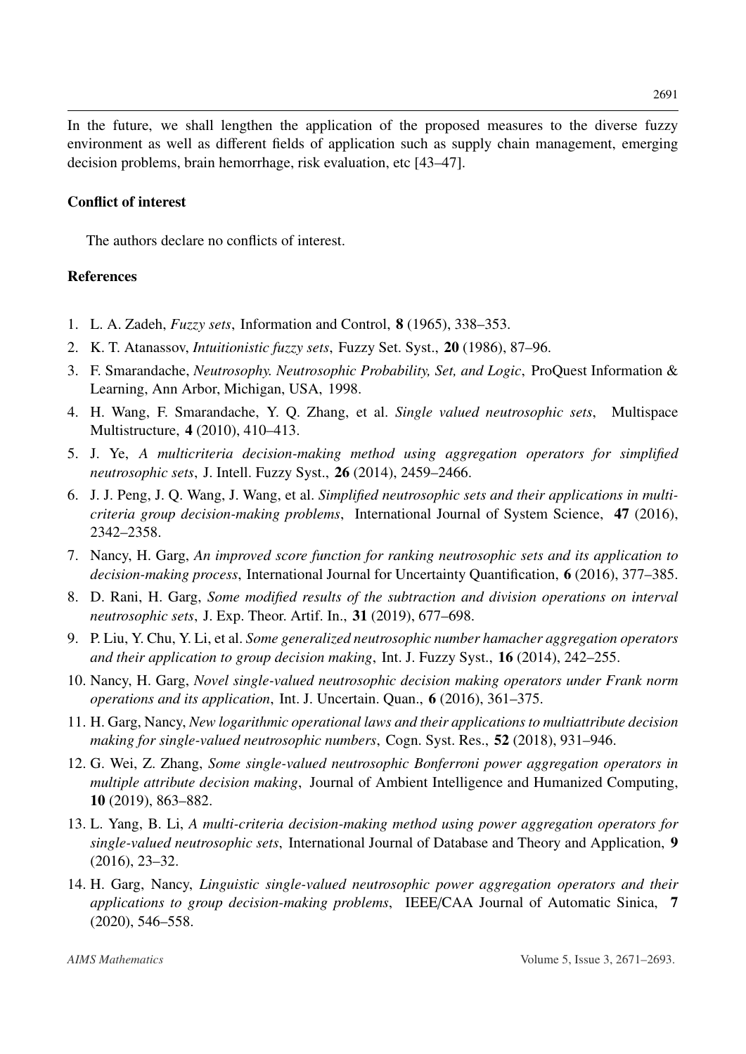In the future, we shall lengthen the application of the proposed measures to the diverse fuzzy environment as well as different fields of application such as supply chain management, emerging decision problems, brain hemorrhage, risk evaluation, etc [43–47].

## Conflict of interest

The authors declare no conflicts of interest.

## References

1. L. A. Zadeh, *Fuzzy sets*, Information and Control, **8** (1965), 338–353.
2. K. T. Atanassov, *Intuitionistic fuzzy sets*, Fuzzy Set. Syst., **20** (1986), 87–96.
3. F. Smarandache, *Neutrosophy. Neutrosophic Probability, Set, and Logic*, ProQuest Information & Learning, Ann Arbor, Michigan, USA, 1998.
4. H. Wang, F. Smarandache, Y. Q. Zhang, et al. *Single valued neutrosophic sets*, Multispace Multistructure, **4** (2010), 410–413.
5. J. Ye, *A multicriteria decision-making method using aggregation operators for simplified neutrosophic sets*, J. Intell. Fuzzy Syst., **26** (2014), 2459–2466.
6. J. J. Peng, J. Q. Wang, J. Wang, et al. *Simplified neutrosophic sets and their applications in multi-criteria group decision-making problems*, International Journal of System Science, **47** (2016), 2342–2358.
7. Nancy, H. Garg, *An improved score function for ranking neutrosophic sets and its application to decision-making process*, International Journal for Uncertainty Quantification, **6** (2016), 377–385.
8. D. Rani, H. Garg, *Some modified results of the subtraction and division operations on interval neutrosophic sets*, J. Exp. Theor. Artif. In., **31** (2019), 677–698.
9. P. Liu, Y. Chu, Y. Li, et al. *Some generalized neutrosophic number hamacher aggregation operators and their application to group decision making*, Int. J. Fuzzy Syst., **16** (2014), 242–255.
10. Nancy, H. Garg, *Novel single-valued neutrosophic decision making operators under Frank norm operations and its application*, Int. J. Uncertain. Quan., **6** (2016), 361–375.
11. H. Garg, Nancy, *New logarithmic operational laws and their applications to multiattribute decision making for single-valued neutrosophic numbers*, Cogn. Syst. Res., **52** (2018), 931–946.
12. G. Wei, Z. Zhang, *Some single-valued neutrosophic Bonferroni power aggregation operators in multiple attribute decision making*, Journal of Ambient Intelligence and Humanized Computing, **10** (2019), 863–882.
13. L. Yang, B. Li, *A multi-criteria decision-making method using power aggregation operators for single-valued neutrosophic sets*, International Journal of Database and Theory and Application, **9** (2016), 23–32.
14. H. Garg, Nancy, *Linguistic single-valued neutrosophic power aggregation operators and their applications to group decision-making problems*, IEEE/CAA Journal of Automatic Sinica, **7** (2020), 546–558.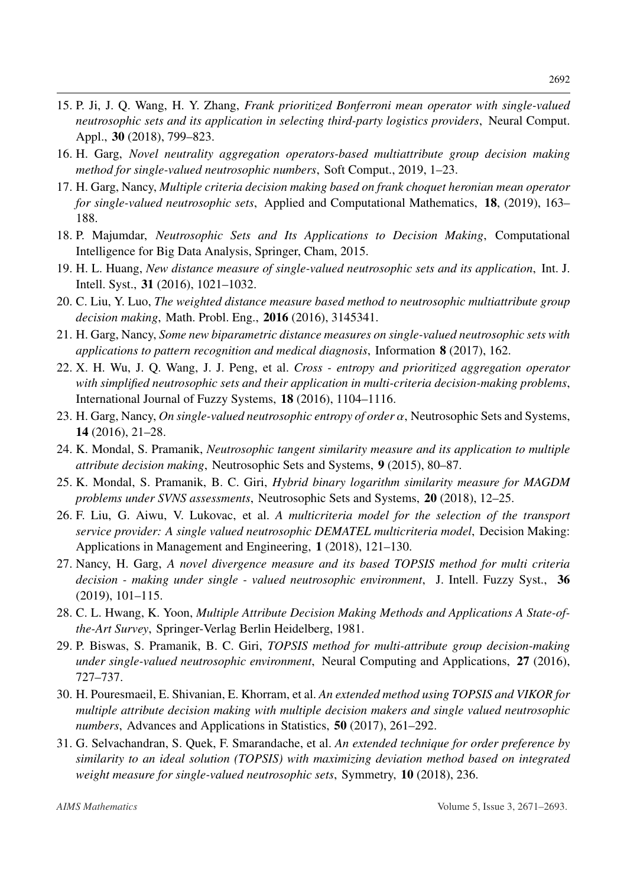15. P. Ji, J. Q. Wang, H. Y. Zhang, *Frank prioritized Bonferroni mean operator with single-valued neutrosophic sets and its application in selecting third-party logistics providers*, Neural Comput. Appl., **30** (2018), 799–823.

16. H. Garg, *Novel neutrality aggregation operators-based multiattribute group decision making method for single-valued neutrosophic numbers*, Soft Comput., 2019, 1–23.

17. H. Garg, Nancy, *Multiple criteria decision making based on frank choquet heronian mean operator for single-valued neutrosophic sets*, Applied and Computational Mathematics, **18**, (2019), 163–188.

18. P. Majumdar, *Neutrosophic Sets and Its Applications to Decision Making*, Computational Intelligence for Big Data Analysis, Springer, Cham, 2015.

19. H. L. Huang, *New distance measure of single-valued neutrosophic sets and its application*, Int. J. Intell. Syst., **31** (2016), 1021–1032.

20. C. Liu, Y. Luo, *The weighted distance measure based method to neutrosophic multiattribute group decision making*, Math. Probl. Eng., **2016** (2016), 3145341.

21. H. Garg, Nancy, *Some new biparametric distance measures on single-valued neutrosophic sets with applications to pattern recognition and medical diagnosis*, Information **8** (2017), 162.

22. X. H. Wu, J. Q. Wang, J. J. Peng, et al. *Cross - entropy and prioritized aggregation operator with simplified neutrosophic sets and their application in multi-criteria decision-making problems*, International Journal of Fuzzy Systems, **18** (2016), 1104–1116.

23. H. Garg, Nancy, *On single-valued neutrosophic entropy of order $\alpha$*, Neutrosophic Sets and Systems, **14** (2016), 21–28.

24. K. Mondal, S. Pramanik, *Neutrosophic tangent similarity measure and its application to multiple attribute decision making*, Neutrosophic Sets and Systems, **9** (2015), 80–87.

25. K. Mondal, S. Pramanik, B. C. Giri, *Hybrid binary logarithm similarity measure for MAGDM problems under SVNS assessments*, Neutrosophic Sets and Systems, **20** (2018), 12–25.

26. F. Liu, G. Aiwu, V. Lukovac, et al. *A multicriteria model for the selection of the transport service provider: A single valued neutrosophic DEMATEL multicriteria model*, Decision Making: Applications in Management and Engineering, **1** (2018), 121–130.

27. Nancy, H. Garg, *A novel divergence measure and its based TOPSIS method for multi criteria decision - making under single - valued neutrosophic environment*, J. Intell. Fuzzy Syst., **36** (2019), 101–115.

28. C. L. Hwang, K. Yoon, *Multiple Attribute Decision Making Methods and Applications A State-of-the-Art Survey*, Springer-Verlag Berlin Heidelberg, 1981.

29. P. Biswas, S. Pramanik, B. C. Giri, *TOPSIS method for multi-attribute group decision-making under single-valued neutrosophic environment*, Neural Computing and Applications, **27** (2016), 727–737.

30. H. Pouresmaeil, E. Shivanian, E. Khorram, et al. *An extended method using TOPSIS and VIKOR for multiple attribute decision making with multiple decision makers and single valued neutrosophic numbers*, Advances and Applications in Statistics, **50** (2017), 261–292.

31. G. Selvachandran, S. Quek, F. Smarandache, et al. *An extended technique for order preference by similarity to an ideal solution (TOPSIS) with maximizing deviation method based on integrated weight measure for single-valued neutrosophic sets*, Symmetry, **10** (2018), 236.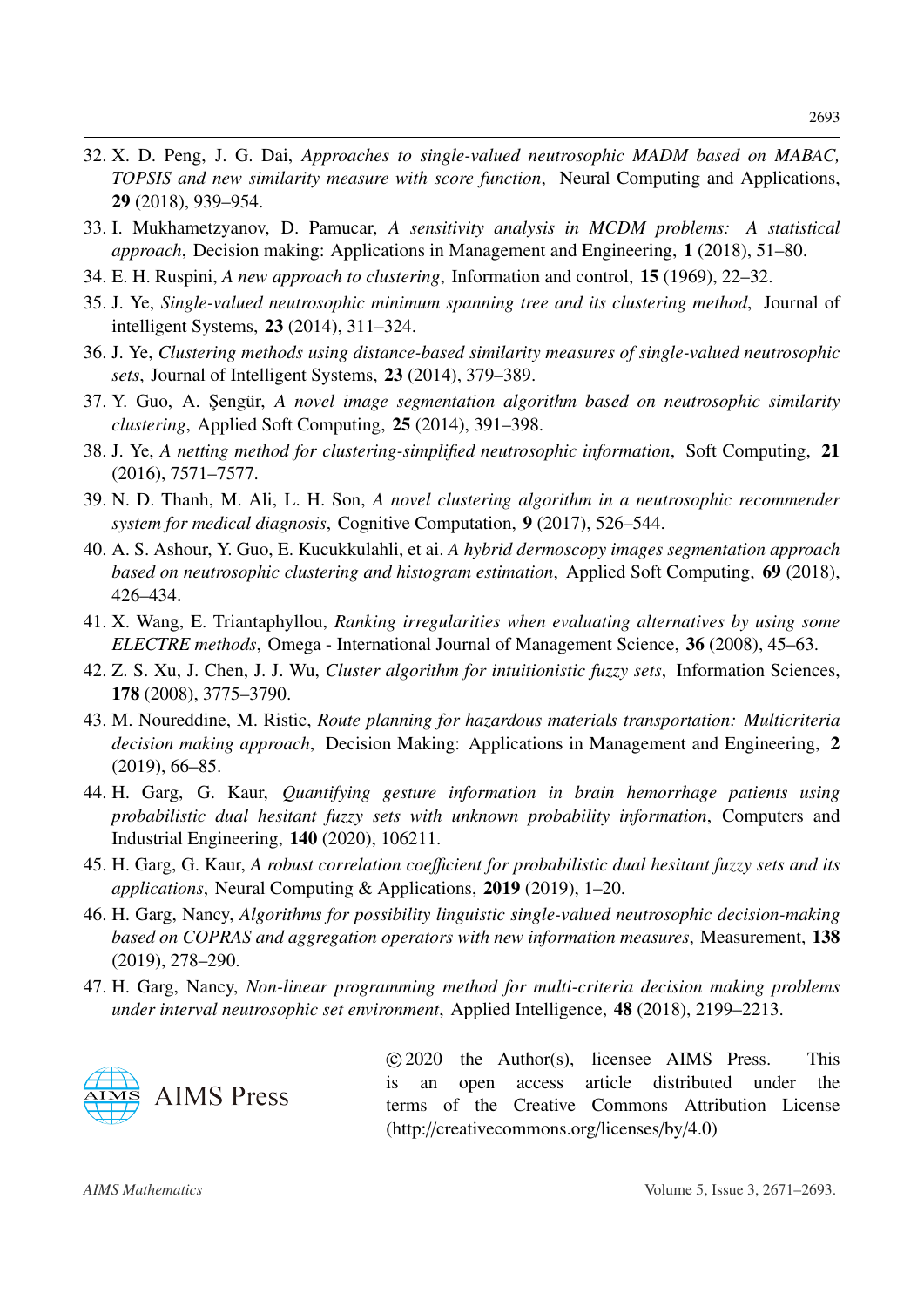32. X. D. Peng, J. G. Dai, *Approaches to single-valued neutrosophic MADM based on MABAC, TOPSIS and new similarity measure with score function*, Neural Computing and Applications, **29** (2018), 939–954.
33. I. Mukhametzyanov, D. Pamucar, *A sensitivity analysis in MCDM problems: A statistical approach*, Decision making: Applications in Management and Engineering, **1** (2018), 51–80.
34. E. H. Ruspini, *A new approach to clustering*, Information and control, **15** (1969), 22–32.
35. J. Ye, *Single-valued neutrosophic minimum spanning tree and its clustering method*, Journal of intelligent Systems, **23** (2014), 311–324.
36. J. Ye, *Clustering methods using distance-based similarity measures of single-valued neutrosophic sets*, Journal of Intelligent Systems, **23** (2014), 379–389.
37. Y. Guo, A. Şengür, *A novel image segmentation algorithm based on neutrosophic similarity clustering*, Applied Soft Computing, **25** (2014), 391–398.
38. J. Ye, *A netting method for clustering-simplified neutrosophic information*, Soft Computing, **21** (2016), 7571–7577.
39. N. D. Thanh, M. Ali, L. H. Son, *A novel clustering algorithm in a neutrosophic recommender system for medical diagnosis*, Cognitive Computation, **9** (2017), 526–544.
40. A. S. Ashour, Y. Guo, E. Kucukkulahli, et ai. *A hybrid dermoscopy images segmentation approach based on neutrosophic clustering and histogram estimation*, Applied Soft Computing, **69** (2018), 426–434.
41. X. Wang, E. Triantaphyllou, *Ranking irregularities when evaluating alternatives by using some ELECTRE methods*, Omega - International Journal of Management Science, **36** (2008), 45–63.
42. Z. S. Xu, J. Chen, J. J. Wu, *Cluster algorithm for intuitionistic fuzzy sets*, Information Sciences, **178** (2008), 3775–3790.
43. M. Noureddine, M. Ristic, *Route planning for hazardous materials transportation: Multicriteria decision making approach*, Decision Making: Applications in Management and Engineering, **2** (2019), 66–85.
44. H. Garg, G. Kaur, *Quantifying gesture information in brain hemorrhage patients using probabilistic dual hesitant fuzzy sets with unknown probability information*, Computers and Industrial Engineering, **140** (2020), 106211.
45. H. Garg, G. Kaur, *A robust correlation coefficient for probabilistic dual hesitant fuzzy sets and its applications*, Neural Computing & Applications, **2019** (2019), 1–20.
46. H. Garg, Nancy, *Algorithms for possibility linguistic single-valued neutrosophic decision-making based on COPRAS and aggregation operators with new information measures*, Measurement, **138** (2019), 278–290.
47. H. Garg, Nancy, *Non-linear programming method for multi-criteria decision making problems under interval neutrosophic set environment*, Applied Intelligence, **48** (2018), 2199–2213.

AIMS Press

© 2020 the Author(s), licensee AIMS Press. This is an open access article distributed under the terms of the Creative Commons Attribution License (http://creativecommons.org/licenses/by/4.0)